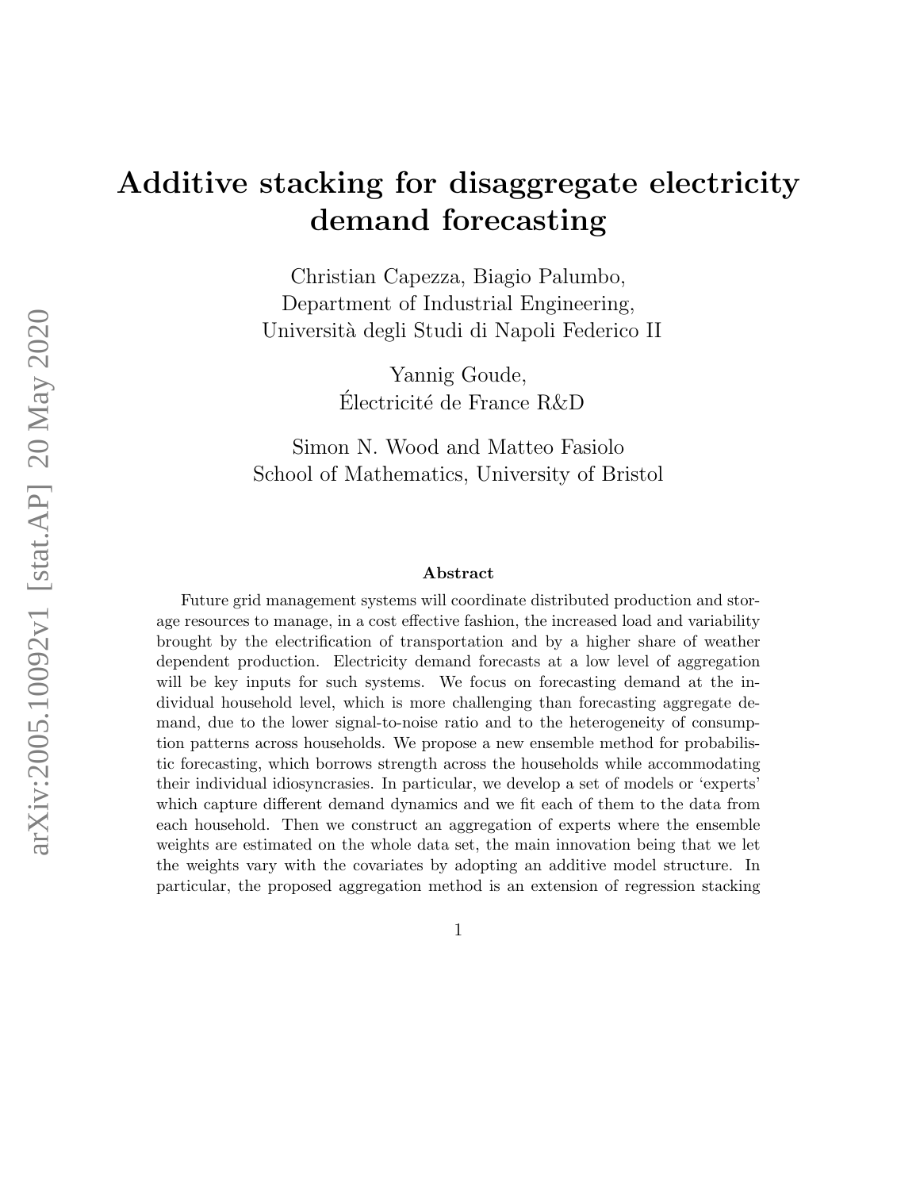# Additive stacking for disaggregate electricity demand forecasting

Christian Capezza, Biagio Palumbo,
Department of Industrial Engineering,
Università degli Studi di Napoli Federico II

Yannig Goude,
Électricité de France R&D

Simon N. Wood and Matteo Fasiolo
School of Mathematics, University of Bristol

### Abstract

Future grid management systems will coordinate distributed production and storage resources to manage, in a cost effective fashion, the increased load and variability brought by the electrification of transportation and by a higher share of weather dependent production. Electricity demand forecasts at a low level of aggregation will be key inputs for such systems. We focus on forecasting demand at the individual household level, which is more challenging than forecasting aggregate demand, due to the lower signal-to-noise ratio and to the heterogeneity of consumption patterns across households. We propose a new ensemble method for probabilistic forecasting, which borrows strength across the households while accommodating their individual idiosyncrasies. In particular, we develop a set of models or 'experts' which capture different demand dynamics and we fit each of them to the data from each household. Then we construct an aggregation of experts where the ensemble weights are estimated on the whole data set, the main innovation being that we let the weights vary with the covariates by adopting an additive model structure. In particular, the proposed aggregation method is an extension of regression stacking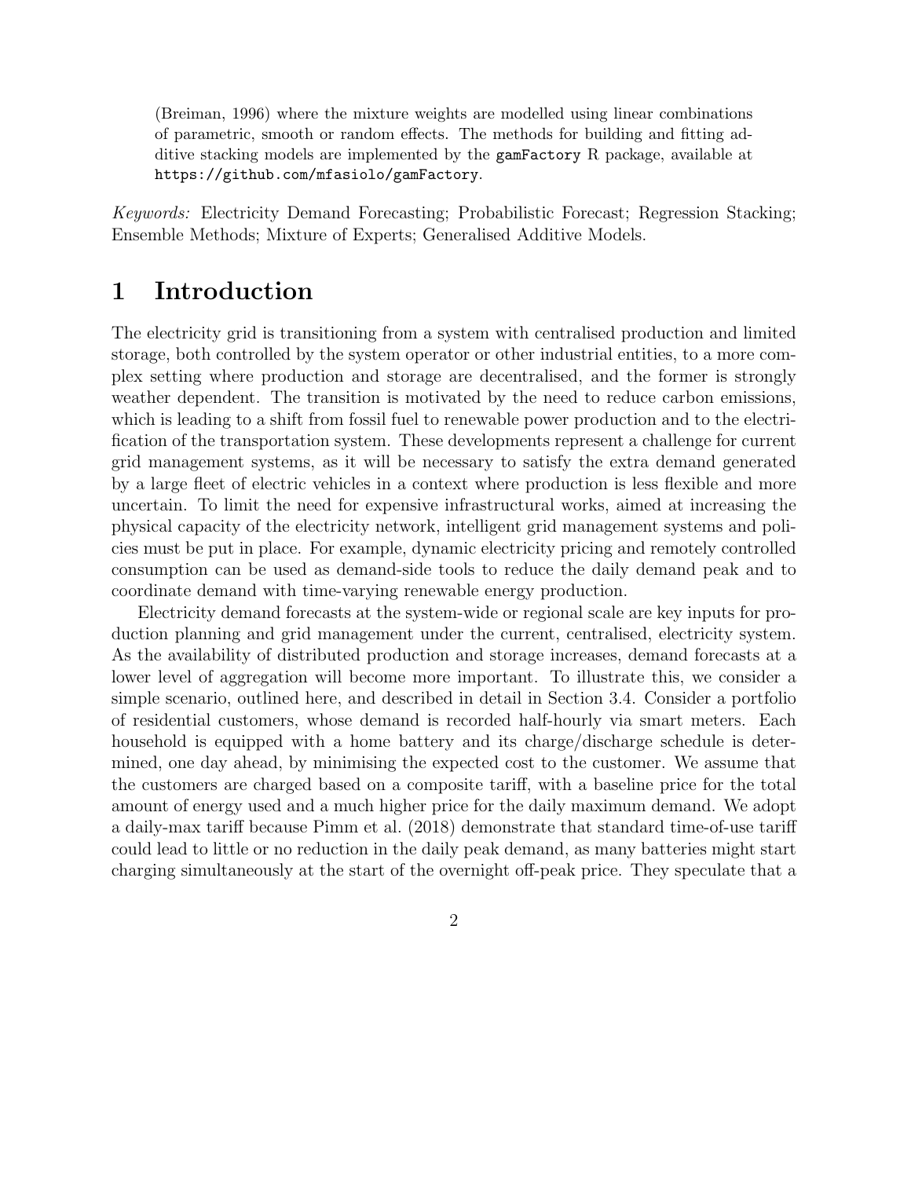(Breiman, 1996) where the mixture weights are modelled using linear combinations of parametric, smooth or random effects. The methods for building and fitting additive stacking models are implemented by the `gamFactory` R package, available at `https://github.com/mfasiolo/gamFactory`.

*Keywords:* Electricity Demand Forecasting; Probabilistic Forecast; Regression Stacking; Ensemble Methods; Mixture of Experts; Generalised Additive Models.

# 1 Introduction

The electricity grid is transitioning from a system with centralised production and limited storage, both controlled by the system operator or other industrial entities, to a more complex setting where production and storage are decentralised, and the former is strongly weather dependent. The transition is motivated by the need to reduce carbon emissions, which is leading to a shift from fossil fuel to renewable power production and to the electrification of the transportation system. These developments represent a challenge for current grid management systems, as it will be necessary to satisfy the extra demand generated by a large fleet of electric vehicles in a context where production is less flexible and more uncertain. To limit the need for expensive infrastructural works, aimed at increasing the physical capacity of the electricity network, intelligent grid management systems and policies must be put in place. For example, dynamic electricity pricing and remotely controlled consumption can be used as demand-side tools to reduce the daily demand peak and to coordinate demand with time-varying renewable energy production.

Electricity demand forecasts at the system-wide or regional scale are key inputs for production planning and grid management under the current, centralised, electricity system. As the availability of distributed production and storage increases, demand forecasts at a lower level of aggregation will become more important. To illustrate this, we consider a simple scenario, outlined here, and described in detail in Section 3.4. Consider a portfolio of residential customers, whose demand is recorded half-hourly via smart meters. Each household is equipped with a home battery and its charge/discharge schedule is determined, one day ahead, by minimising the expected cost to the customer. We assume that the customers are charged based on a composite tariff, with a baseline price for the total amount of energy used and a much higher price for the daily maximum demand. We adopt a daily-max tariff because Pimm et al. (2018) demonstrate that standard time-of-use tariff could lead to little or no reduction in the daily peak demand, as many batteries might start charging simultaneously at the start of the overnight off-peak price. They speculate that a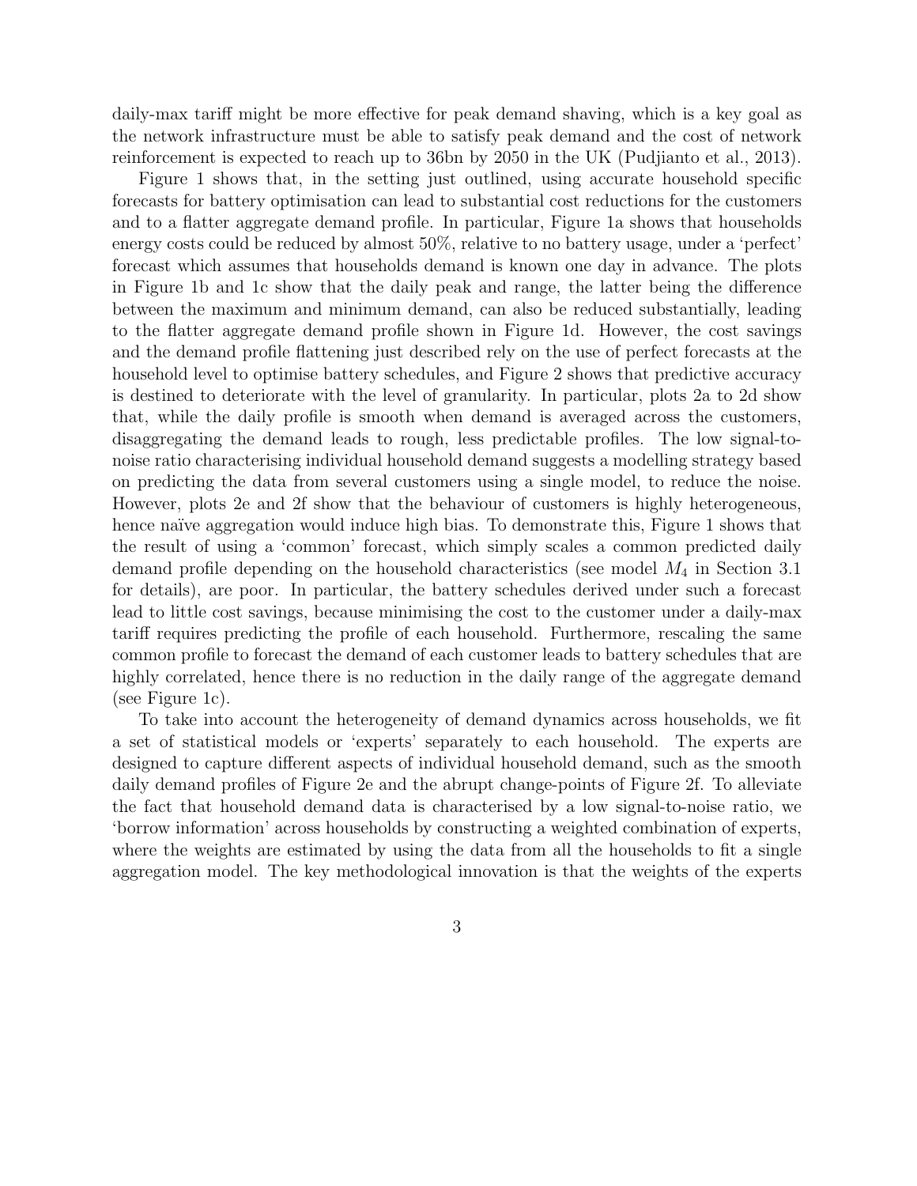daily-max tariff might be more effective for peak demand shaving, which is a key goal as the network infrastructure must be able to satisfy peak demand and the cost of network reinforcement is expected to reach up to 36bn by 2050 in the UK (Pudjianto et al., 2013).

Figure 1 shows that, in the setting just outlined, using accurate household specific forecasts for battery optimisation can lead to substantial cost reductions for the customers and to a flatter aggregate demand profile. In particular, Figure 1a shows that households energy costs could be reduced by almost 50%, relative to no battery usage, under a 'perfect' forecast which assumes that households demand is known one day in advance. The plots in Figure 1b and 1c show that the daily peak and range, the latter being the difference between the maximum and minimum demand, can also be reduced substantially, leading to the flatter aggregate demand profile shown in Figure 1d. However, the cost savings and the demand profile flattening just described rely on the use of perfect forecasts at the household level to optimise battery schedules, and Figure 2 shows that predictive accuracy is destined to deteriorate with the level of granularity. In particular, plots 2a to 2d show that, while the daily profile is smooth when demand is averaged across the customers, disaggregating the demand leads to rough, less predictable profiles. The low signal-to-noise ratio characterising individual household demand suggests a modelling strategy based on predicting the data from several customers using a single model, to reduce the noise. However, plots 2e and 2f show that the behaviour of customers is highly heterogeneous, hence naïve aggregation would induce high bias. To demonstrate this, Figure 1 shows that the result of using a 'common' forecast, which simply scales a common predicted daily demand profile depending on the household characteristics (see model $M_4$ in Section 3.1 for details), are poor. In particular, the battery schedules derived under such a forecast lead to little cost savings, because minimising the cost to the customer under a daily-max tariff requires predicting the profile of each household. Furthermore, rescaling the same common profile to forecast the demand of each customer leads to battery schedules that are highly correlated, hence there is no reduction in the daily range of the aggregate demand (see Figure 1c).

To take into account the heterogeneity of demand dynamics across households, we fit a set of statistical models or 'experts' separately to each household. The experts are designed to capture different aspects of individual household demand, such as the smooth daily demand profiles of Figure 2e and the abrupt change-points of Figure 2f. To alleviate the fact that household demand data is characterised by a low signal-to-noise ratio, we 'borrow information' across households by constructing a weighted combination of experts, where the weights are estimated by using the data from all the households to fit a single aggregation model. The key methodological innovation is that the weights of the experts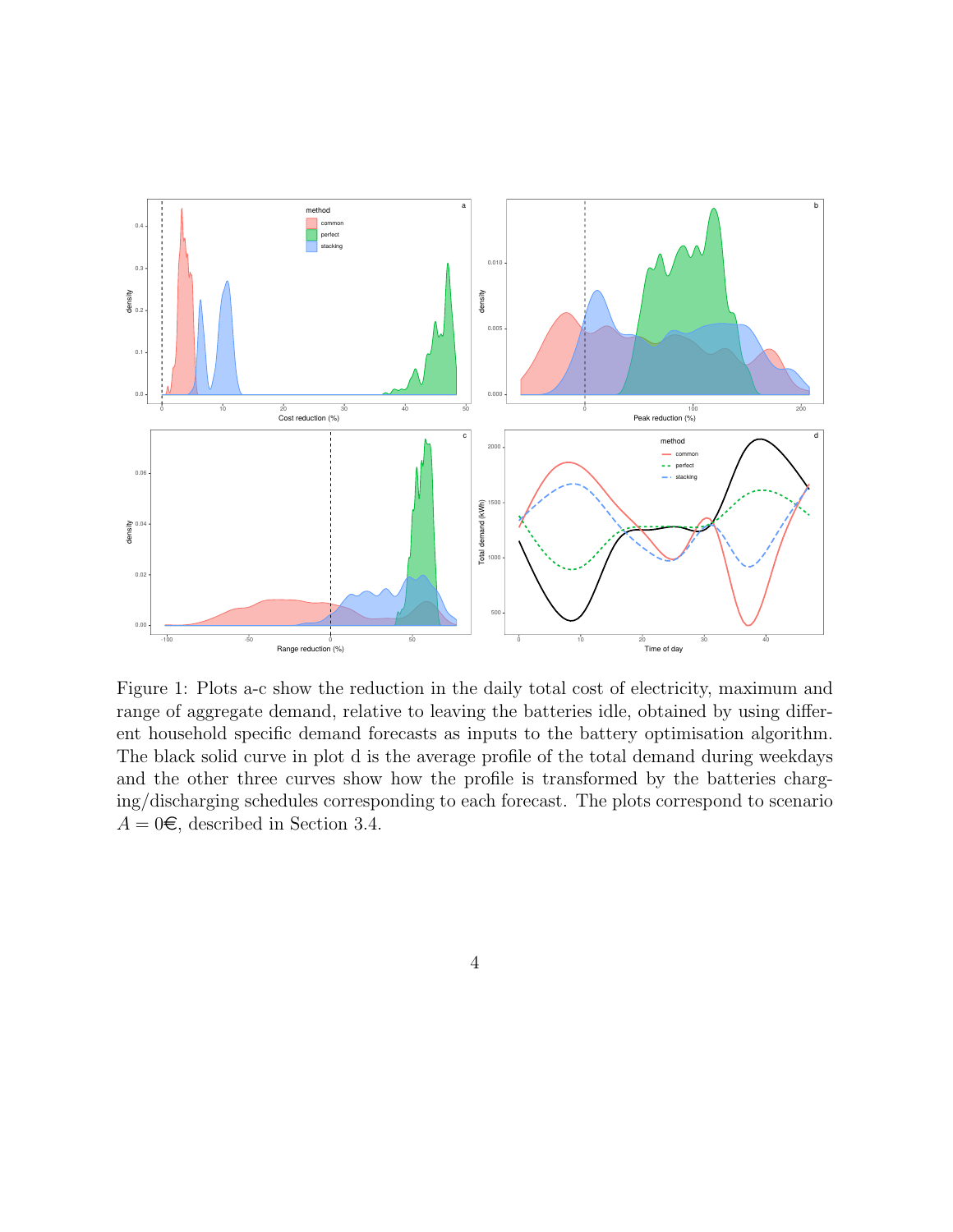Figure 1: Plots a-c show the reduction in the daily total cost of electricity, maximum and range of aggregate demand, relative to leaving the batteries idle, obtained by using different household specific demand forecasts as inputs to the battery optimisation algorithm. The black solid curve in plot d is the average profile of the total demand during weekdays and the other three curves show how the profile is transformed by the batteries charging/discharging schedules corresponding to each forecast. The plots correspond to scenario $A = 0$€, described in Section 3.4.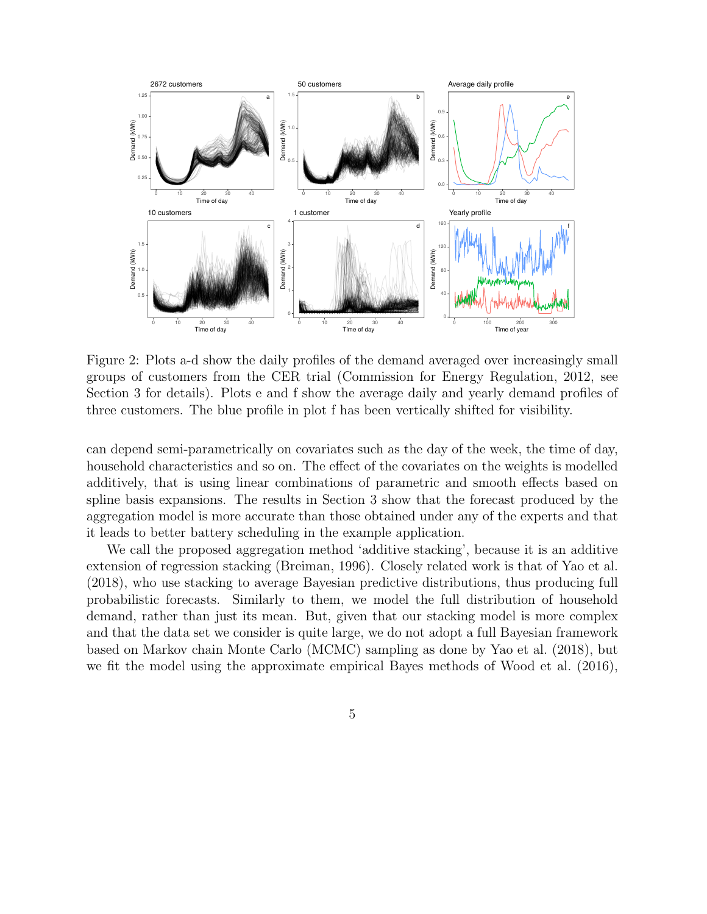Figure 2: Plots a-d show the daily profiles of the demand averaged over increasingly small groups of customers from the CER trial (Commission for Energy Regulation, 2012, see Section 3 for details). Plots e and f show the average daily and yearly demand profiles of three customers. The blue profile in plot f has been vertically shifted for visibility.

can depend semi-parametrically on covariates such as the day of the week, the time of day, household characteristics and so on. The effect of the covariates on the weights is modelled additively, that is using linear combinations of parametric and smooth effects based on spline basis expansions. The results in Section 3 show that the forecast produced by the aggregation model is more accurate than those obtained under any of the experts and that it leads to better battery scheduling in the example application.

We call the proposed aggregation method 'additive stacking', because it is an additive extension of regression stacking (Breiman, 1996). Closely related work is that of Yao et al. (2018), who use stacking to average Bayesian predictive distributions, thus producing full probabilistic forecasts. Similarly to them, we model the full distribution of household demand, rather than just its mean. But, given that our stacking model is more complex and that the data set we consider is quite large, we do not adopt a full Bayesian framework based on Markov chain Monte Carlo (MCMC) sampling as done by Yao et al. (2018), but we fit the model using the approximate empirical Bayes methods of Wood et al. (2016),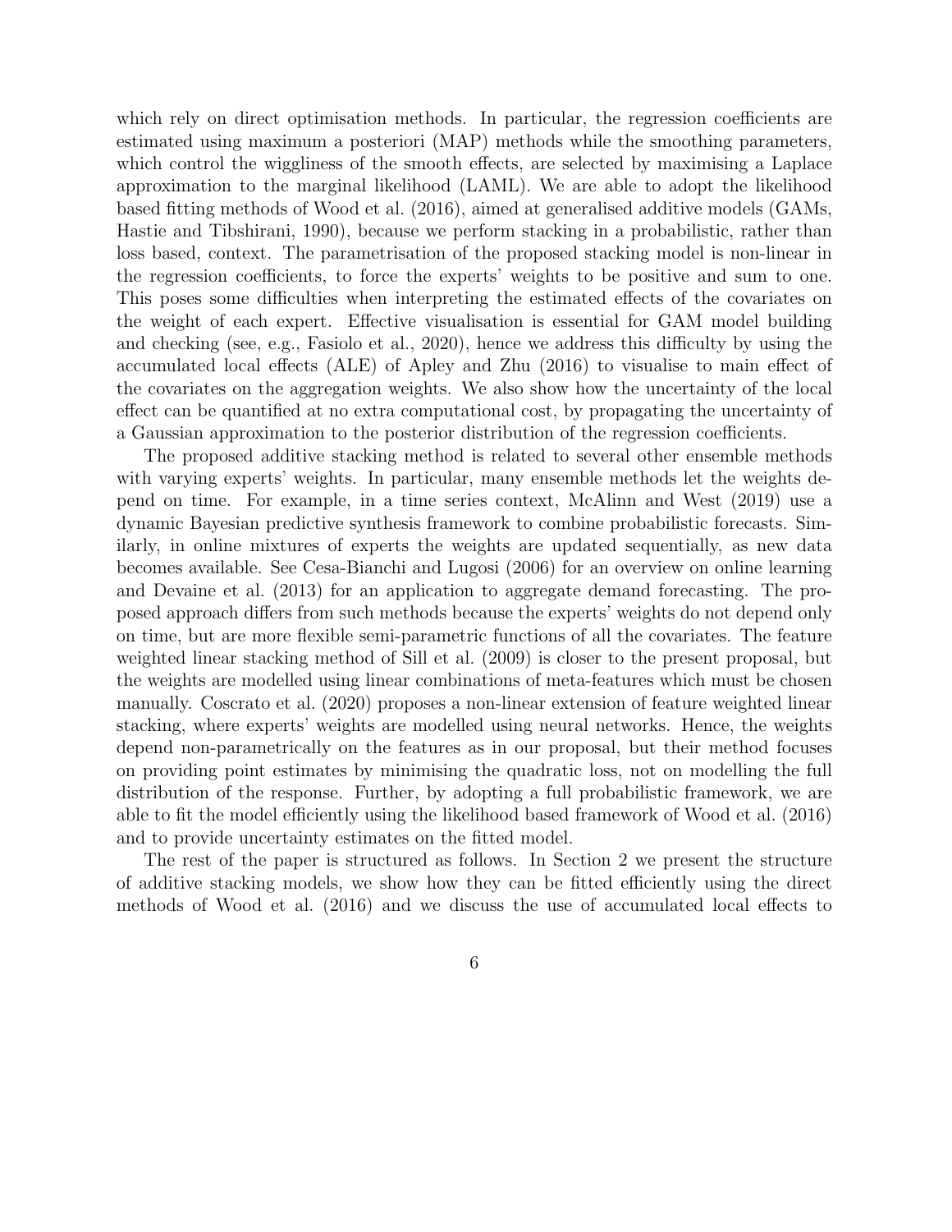which rely on direct optimisation methods. In particular, the regression coefficients are estimated using maximum a posteriori (MAP) methods while the smoothing parameters, which control the wiggliness of the smooth effects, are selected by maximising a Laplace approximation to the marginal likelihood (LAML). We are able to adopt the likelihood based fitting methods of Wood et al. (2016), aimed at generalised additive models (GAMs, Hastie and Tibshirani, 1990), because we perform stacking in a probabilistic, rather than loss based, context. The parametrisation of the proposed stacking model is non-linear in the regression coefficients, to force the experts' weights to be positive and sum to one. This poses some difficulties when interpreting the estimated effects of the covariates on the weight of each expert. Effective visualisation is essential for GAM model building and checking (see, e.g., Fasiolo et al., 2020), hence we address this difficulty by using the accumulated local effects (ALE) of Apley and Zhu (2016) to visualise to main effect of the covariates on the aggregation weights. We also show how the uncertainty of the local effect can be quantified at no extra computational cost, by propagating the uncertainty of a Gaussian approximation to the posterior distribution of the regression coefficients.

The proposed additive stacking method is related to several other ensemble methods with varying experts' weights. In particular, many ensemble methods let the weights depend on time. For example, in a time series context, McAlinn and West (2019) use a dynamic Bayesian predictive synthesis framework to combine probabilistic forecasts. Similarly, in online mixtures of experts the weights are updated sequentially, as new data becomes available. See Cesa-Bianchi and Lugosi (2006) for an overview on online learning and Devaine et al. (2013) for an application to aggregate demand forecasting. The proposed approach differs from such methods because the experts' weights do not depend only on time, but are more flexible semi-parametric functions of all the covariates. The feature weighted linear stacking method of Sill et al. (2009) is closer to the present proposal, but the weights are modelled using linear combinations of meta-features which must be chosen manually. Coscrato et al. (2020) proposes a non-linear extension of feature weighted linear stacking, where experts' weights are modelled using neural networks. Hence, the weights depend non-parametrically on the features as in our proposal, but their method focuses on providing point estimates by minimising the quadratic loss, not on modelling the full distribution of the response. Further, by adopting a full probabilistic framework, we are able to fit the model efficiently using the likelihood based framework of Wood et al. (2016) and to provide uncertainty estimates on the fitted model.

The rest of the paper is structured as follows. In Section 2 we present the structure of additive stacking models, we show how they can be fitted efficiently using the direct methods of Wood et al. (2016) and we discuss the use of accumulated local effects to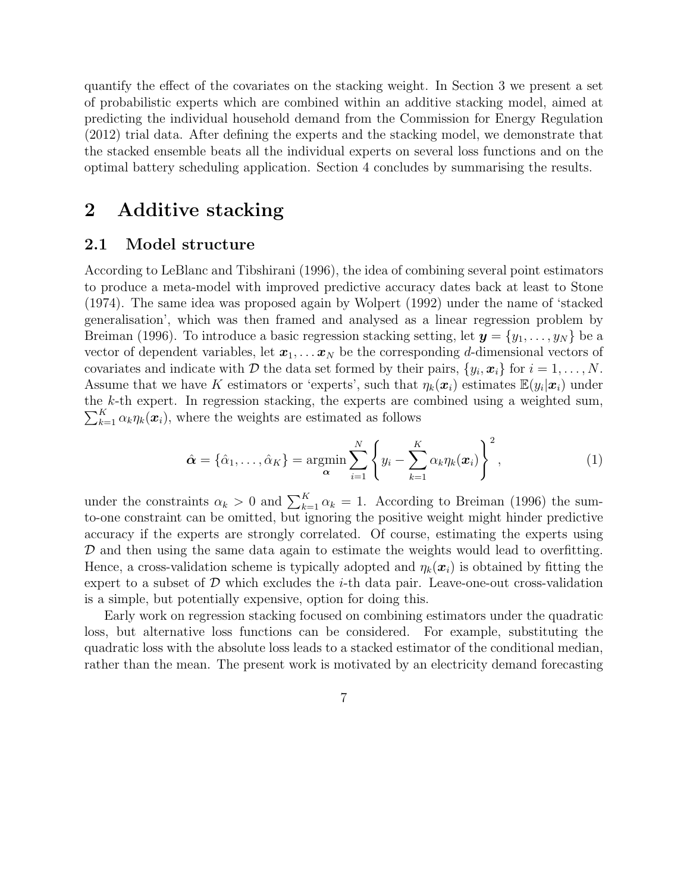quantify the effect of the covariates on the stacking weight. In Section 3 we present a set of probabilistic experts which are combined within an additive stacking model, aimed at predicting the individual household demand from the Commission for Energy Regulation (2012) trial data. After defining the experts and the stacking model, we demonstrate that the stacked ensemble beats all the individual experts on several loss functions and on the optimal battery scheduling application. Section 4 concludes by summarising the results.

# 2 Additive stacking

## 2.1 Model structure

According to LeBlanc and Tibshirani (1996), the idea of combining several point estimators to produce a meta-model with improved predictive accuracy dates back at least to Stone (1974). The same idea was proposed again by Wolpert (1992) under the name of 'stacked generalisation', which was then framed and analysed as a linear regression problem by Breiman (1996). To introduce a basic regression stacking setting, let $\boldsymbol{y} = \{y_1, \dots, y_N\}$ be a vector of dependent variables, let $\boldsymbol{x}_1, \dots \boldsymbol{x}_N$ be the corresponding $d$-dimensional vectors of covariates and indicate with $\mathcal{D}$ the data set formed by their pairs, $\{y_i, \boldsymbol{x}_i\}$ for $i = 1, \dots, N$. Assume that we have $K$ estimators or 'experts', such that $\eta_k(\boldsymbol{x}_i)$ estimates $\mathbb{E}(y_i|\boldsymbol{x}_i)$ under the $k$-th expert. In regression stacking, the experts are combined using a weighted sum, $\sum_{k=1}^{K} \alpha_k \eta_k(\boldsymbol{x}_i)$, where the weights are estimated as follows

$$\hat{\boldsymbol{\alpha}} = \{\hat{\alpha}_1, \dots, \hat{\alpha}_K\} = \underset{\boldsymbol{\alpha}}{\operatorname{argmin}} \sum_{i=1}^{N} \left\{ y_i - \sum_{k=1}^{K} \alpha_k \eta_k(\boldsymbol{x}_i) \right\}^2, \tag{1}$$

under the constraints $\alpha_k > 0$ and $\sum_{k=1}^{K} \alpha_k = 1$. According to Breiman (1996) the sum-to-one constraint can be omitted, but ignoring the positive weight might hinder predictive accuracy if the experts are strongly correlated. Of course, estimating the experts using $\mathcal{D}$ and then using the same data again to estimate the weights would lead to overfitting. Hence, a cross-validation scheme is typically adopted and $\eta_k(\boldsymbol{x}_i)$ is obtained by fitting the expert to a subset of $\mathcal{D}$ which excludes the $i$-th data pair. Leave-one-out cross-validation is a simple, but potentially expensive, option for doing this.

Early work on regression stacking focused on combining estimators under the quadratic loss, but alternative loss functions can be considered. For example, substituting the quadratic loss with the absolute loss leads to a stacked estimator of the conditional median, rather than the mean. The present work is motivated by an electricity demand forecasting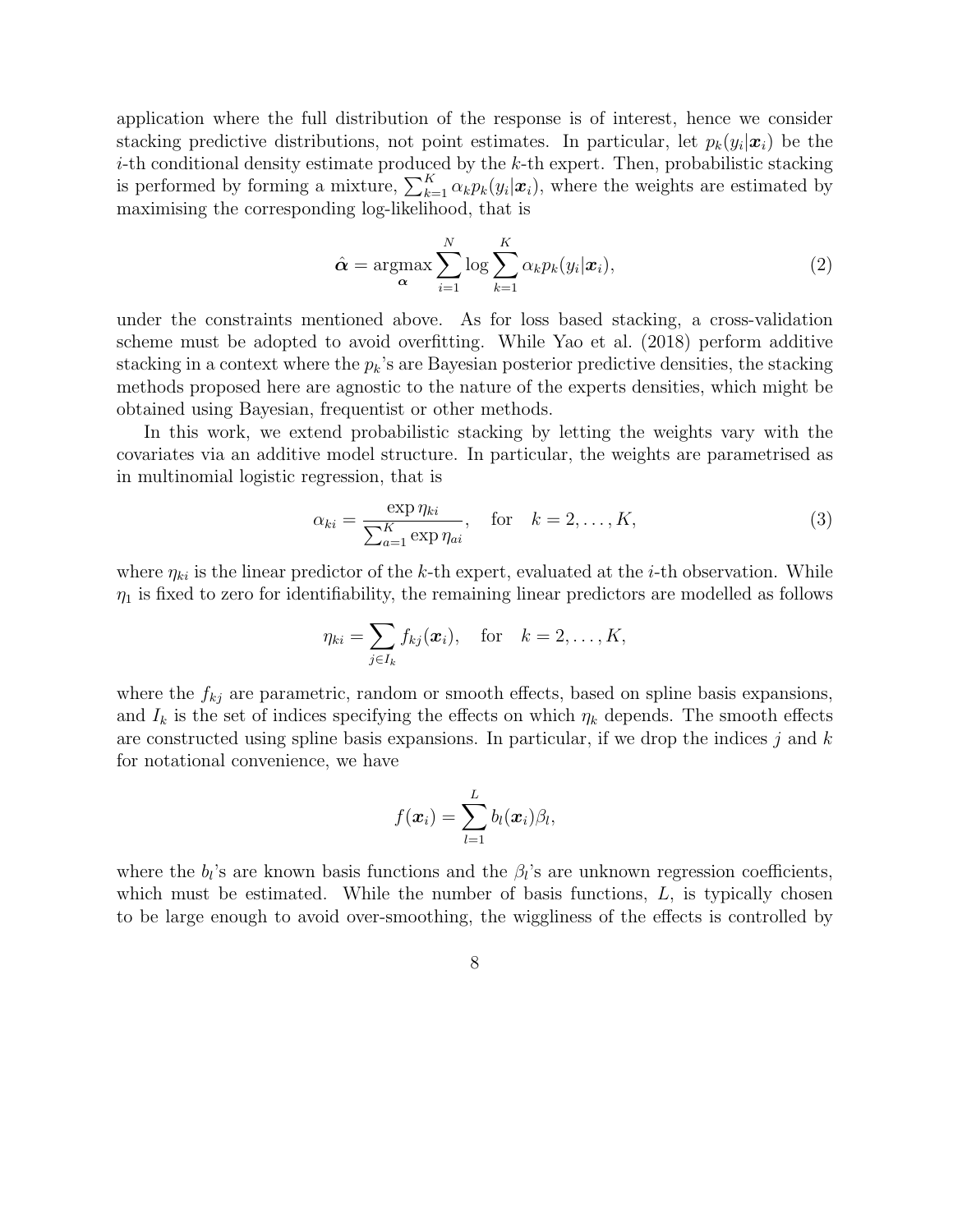application where the full distribution of the response is of interest, hence we consider stacking predictive distributions, not point estimates. In particular, let $p_k(y_i|\boldsymbol{x}_i)$ be the $i$-th conditional density estimate produced by the $k$-th expert. Then, probabilistic stacking is performed by forming a mixture, $\sum_{k=1}^{K} \alpha_k p_k(y_i|\boldsymbol{x}_i)$, where the weights are estimated by maximising the corresponding log-likelihood, that is

$$
\hat{\boldsymbol{\alpha}} = \underset{\boldsymbol{\alpha}}{\operatorname{argmax}} \sum_{i=1}^{N} \log \sum_{k=1}^{K} \alpha_k p_k(y_i|\boldsymbol{x}_i), \tag{2}
$$

under the constraints mentioned above. As for loss based stacking, a cross-validation scheme must be adopted to avoid overfitting. While Yao et al. (2018) perform additive stacking in a context where the $p_k$'s are Bayesian posterior predictive densities, the stacking methods proposed here are agnostic to the nature of the experts densities, which might be obtained using Bayesian, frequentist or other methods.

In this work, we extend probabilistic stacking by letting the weights vary with the covariates via an additive model structure. In particular, the weights are parametrised as in multinomial logistic regression, that is

$$
\alpha_{ki} = \frac{\exp \eta_{ki}}{\sum_{a=1}^{K} \exp \eta_{ai}}, \quad \text{for} \quad k = 2, \dots, K, \tag{3}
$$

where $\eta_{ki}$ is the linear predictor of the $k$-th expert, evaluated at the $i$-th observation. While $\eta_1$ is fixed to zero for identifiability, the remaining linear predictors are modelled as follows

$$
\eta_{ki} = \sum_{j \in I_k} f_{kj}(\boldsymbol{x}_i), \quad \text{for} \quad k = 2, \dots, K,
$$

where the $f_{kj}$ are parametric, random or smooth effects, based on spline basis expansions, and $I_k$ is the set of indices specifying the effects on which $\eta_k$ depends. The smooth effects are constructed using spline basis expansions. In particular, if we drop the indices $j$ and $k$ for notational convenience, we have

$$
f(\boldsymbol{x}_i) = \sum_{l=1}^{L} b_l(\boldsymbol{x}_i)\beta_l,
$$

where the $b_l$'s are known basis functions and the $\beta_l$'s are unknown regression coefficients, which must be estimated. While the number of basis functions, $L$, is typically chosen to be large enough to avoid over-smoothing, the wiggliness of the effects is controlled by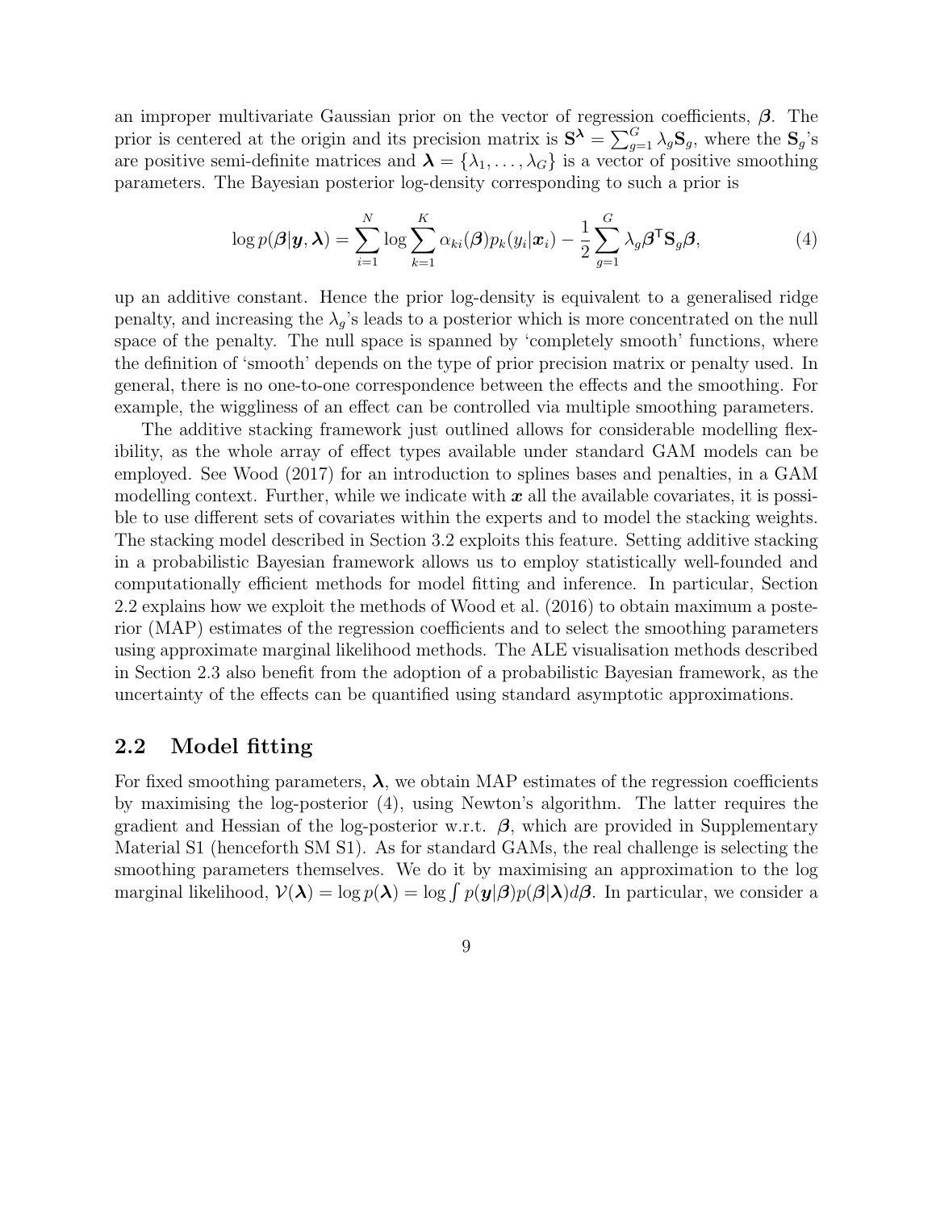an improper multivariate Gaussian prior on the vector of regression coefficients, $\boldsymbol{\beta}$. The prior is centered at the origin and its precision matrix is $\mathbf{S}^{\boldsymbol{\lambda}} = \sum_{g=1}^{G} \lambda_g \mathbf{S}_g$, where the $\mathbf{S}_g$'s are positive semi-definite matrices and $\boldsymbol{\lambda} = \{\lambda_1, \ldots, \lambda_G\}$ is a vector of positive smoothing parameters. The Bayesian posterior log-density corresponding to such a prior is

$$\log p(\boldsymbol{\beta}|\boldsymbol{y}, \boldsymbol{\lambda}) = \sum_{i=1}^{N} \log \sum_{k=1}^{K} \alpha_{ki}(\boldsymbol{\beta}) p_k(y_i|\boldsymbol{x}_i) - \frac{1}{2} \sum_{g=1}^{G} \lambda_g \boldsymbol{\beta}^{\mathsf{T}} \mathbf{S}_g \boldsymbol{\beta}, \tag{4}$$

up an additive constant. Hence the prior log-density is equivalent to a generalised ridge penalty, and increasing the $\lambda_g$'s leads to a posterior which is more concentrated on the null space of the penalty. The null space is spanned by 'completely smooth' functions, where the definition of 'smooth' depends on the type of prior precision matrix or penalty used. In general, there is no one-to-one correspondence between the effects and the smoothing. For example, the wiggliness of an effect can be controlled via multiple smoothing parameters.

The additive stacking framework just outlined allows for considerable modelling flexibility, as the whole array of effect types available under standard GAM models can be employed. See Wood (2017) for an introduction to splines bases and penalties, in a GAM modelling context. Further, while we indicate with $\boldsymbol{x}$ all the available covariates, it is possible to use different sets of covariates within the experts and to model the stacking weights. The stacking model described in Section 3.2 exploits this feature. Setting additive stacking in a probabilistic Bayesian framework allows us to employ statistically well-founded and computationally efficient methods for model fitting and inference. In particular, Section 2.2 explains how we exploit the methods of Wood et al. (2016) to obtain maximum a posterior (MAP) estimates of the regression coefficients and to select the smoothing parameters using approximate marginal likelihood methods. The ALE visualisation methods described in Section 2.3 also benefit from the adoption of a probabilistic Bayesian framework, as the uncertainty of the effects can be quantified using standard asymptotic approximations.

## 2.2 Model fitting

For fixed smoothing parameters, $\boldsymbol{\lambda}$, we obtain MAP estimates of the regression coefficients by maximising the log-posterior (4), using Newton's algorithm. The latter requires the gradient and Hessian of the log-posterior w.r.t. $\boldsymbol{\beta}$, which are provided in Supplementary Material S1 (henceforth SM S1). As for standard GAMs, the real challenge is selecting the smoothing parameters themselves. We do it by maximising an approximation to the log marginal likelihood, $\mathcal{V}(\boldsymbol{\lambda}) = \log p(\boldsymbol{\lambda}) = \log \int p(\boldsymbol{y}|\boldsymbol{\beta}) p(\boldsymbol{\beta}|\boldsymbol{\lambda}) d\boldsymbol{\beta}$. In particular, we consider a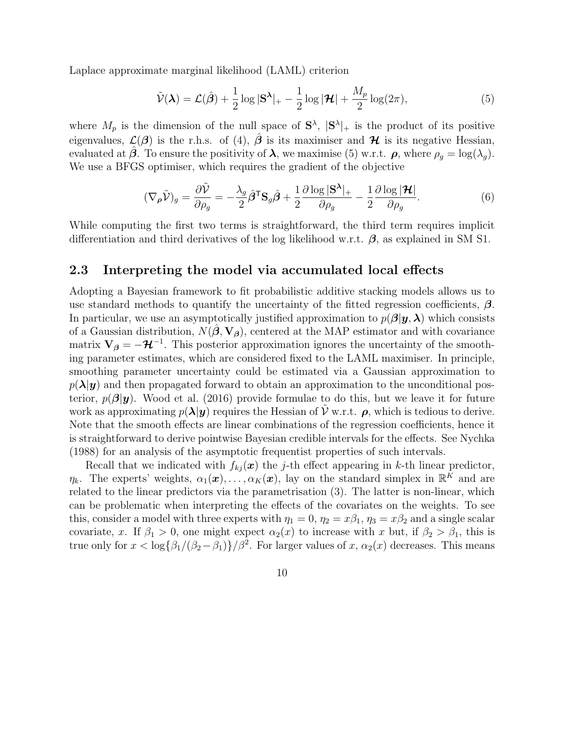Laplace approximate marginal likelihood (LAML) criterion

$$
\tilde{\mathcal{V}}(\boldsymbol{\lambda}) = \mathcal{L}(\hat{\boldsymbol{\beta}}) + \frac{1}{2}\log|\mathbf{S}^{\boldsymbol{\lambda}}|_{+} - \frac{1}{2}\log|\boldsymbol{\mathcal{H}}| + \frac{M_p}{2}\log(2\pi), \tag{5}
$$

where $M_p$ is the dimension of the null space of $\mathbf{S}^{\lambda}$, $|\mathbf{S}^{\lambda}|_{+}$ is the product of its positive eigenvalues, $\mathcal{L}(\boldsymbol{\beta})$ is the r.h.s. of (4), $\hat{\boldsymbol{\beta}}$ is its maximiser and $\boldsymbol{\mathcal{H}}$ is its negative Hessian, evaluated at $\hat{\boldsymbol{\beta}}$. To ensure the positivity of $\boldsymbol{\lambda}$, we maximise (5) w.r.t. $\boldsymbol{\rho}$, where $\rho_g = \log(\lambda_g)$. We use a BFGS optimiser, which requires the gradient of the objective

$$
(\nabla_{\boldsymbol{\rho}}\tilde{\mathcal{V}})_g = \frac{\partial \tilde{\mathcal{V}}}{\partial \rho_g} = -\frac{\lambda_g}{2}\hat{\boldsymbol{\beta}}^{\mathsf{T}}\mathbf{S}_g\hat{\boldsymbol{\beta}} + \frac{1}{2}\frac{\partial \log|\mathbf{S}^{\boldsymbol{\lambda}}|_{+}}{\partial \rho_g} - \frac{1}{2}\frac{\partial \log|\boldsymbol{\mathcal{H}}|}{\partial \rho_g}. \tag{6}
$$

While computing the first two terms is straightforward, the third term requires implicit differentiation and third derivatives of the log likelihood w.r.t. $\boldsymbol{\beta}$, as explained in SM S1.

## 2.3 Interpreting the model via accumulated local effects

Adopting a Bayesian framework to fit probabilistic additive stacking models allows us to use standard methods to quantify the uncertainty of the fitted regression coefficients, $\boldsymbol{\beta}$. In particular, we use an asymptotically justified approximation to $p(\boldsymbol{\beta}|\boldsymbol{y}, \boldsymbol{\lambda})$ which consists of a Gaussian distribution, $N(\hat{\boldsymbol{\beta}}, \mathbf{V}_{\boldsymbol{\beta}})$, centered at the MAP estimator and with covariance matrix $\mathbf{V}_{\boldsymbol{\beta}} = -\boldsymbol{\mathcal{H}}^{-1}$. This posterior approximation ignores the uncertainty of the smoothing parameter estimates, which are considered fixed to the LAML maximiser. In principle, smoothing parameter uncertainty could be estimated via a Gaussian approximation to $p(\boldsymbol{\lambda}|\boldsymbol{y})$ and then propagated forward to obtain an approximation to the unconditional posterior, $p(\boldsymbol{\beta}|\boldsymbol{y})$. Wood et al. (2016) provide formulae to do this, but we leave it for future work as approximating $p(\boldsymbol{\lambda}|\boldsymbol{y})$ requires the Hessian of $\tilde{\mathcal{V}}$ w.r.t. $\boldsymbol{\rho}$, which is tedious to derive. Note that the smooth effects are linear combinations of the regression coefficients, hence it is straightforward to derive pointwise Bayesian credible intervals for the effects. See Nychka (1988) for an analysis of the asymptotic frequentist properties of such intervals.

Recall that we indicated with $f_{kj}(\boldsymbol{x})$ the $j$-th effect appearing in $k$-th linear predictor, $\eta_k$. The experts' weights, $\alpha_1(\boldsymbol{x}), \dots, \alpha_K(\boldsymbol{x})$, lay on the standard simplex in $\mathbb{R}^K$ and are related to the linear predictors via the parametrisation (3). The latter is non-linear, which can be problematic when interpreting the effects of the covariates on the weights. To see this, consider a model with three experts with $\eta_1 = 0$, $\eta_2 = x\beta_1$, $\eta_3 = x\beta_2$ and a single scalar covariate, $x$. If $\beta_1 > 0$, one might expect $\alpha_2(x)$ to increase with $x$ but, if $\beta_2 > \beta_1$, this is true only for $x < \log\{\beta_1/(\beta_2 - \beta_1)\}/\beta^2$. For larger values of $x$, $\alpha_2(x)$ decreases. This means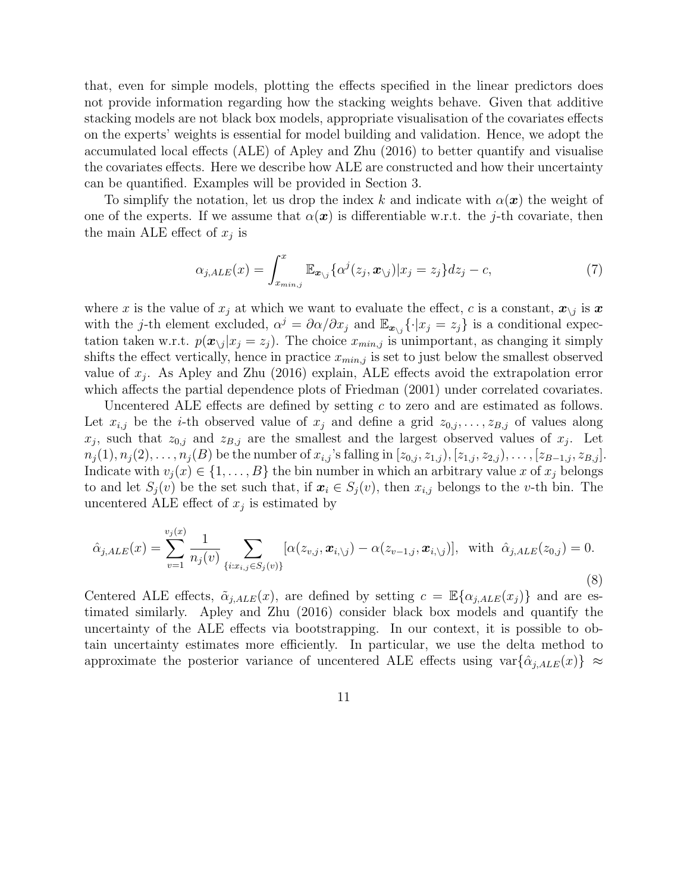that, even for simple models, plotting the effects specified in the linear predictors does not provide information regarding how the stacking weights behave. Given that additive stacking models are not black box models, appropriate visualisation of the covariates effects on the experts' weights is essential for model building and validation. Hence, we adopt the accumulated local effects (ALE) of Apley and Zhu (2016) to better quantify and visualise the covariates effects. Here we describe how ALE are constructed and how their uncertainty can be quantified. Examples will be provided in Section 3.

To simplify the notation, let us drop the index $k$ and indicate with $\alpha(\boldsymbol{x})$ the weight of one of the experts. If we assume that $\alpha(\boldsymbol{x})$ is differentiable w.r.t. the $j$-th covariate, then the main ALE effect of $x_j$ is

$$\alpha_{j,ALE}(x) = \int_{x_{min,j}}^{x} \mathbb{E}_{\boldsymbol{x}_{\setminus j}}\{\alpha^j(z_j, \boldsymbol{x}_{\setminus j})|x_j = z_j\}dz_j - c, \tag{7}$$

where $x$ is the value of $x_j$ at which we want to evaluate the effect, $c$ is a constant, $\boldsymbol{x}_{\setminus j}$ is $\boldsymbol{x}$ with the $j$-th element excluded, $\alpha^j = \partial\alpha/\partial x_j$ and $\mathbb{E}_{\boldsymbol{x}_{\setminus j}}\{\cdot|x_j = z_j\}$ is a conditional expectation taken w.r.t. $p(\boldsymbol{x}_{\setminus j}|x_j = z_j)$. The choice $x_{min,j}$ is unimportant, as changing it simply shifts the effect vertically, hence in practice $x_{min,j}$ is set to just below the smallest observed value of $x_j$. As Apley and Zhu (2016) explain, ALE effects avoid the extrapolation error which affects the partial dependence plots of Friedman (2001) under correlated covariates.

Uncentered ALE effects are defined by setting $c$ to zero and are estimated as follows. Let $x_{i,j}$ be the $i$-th observed value of $x_j$ and define a grid $z_{0,j}, \dots, z_{B,j}$ of values along $x_j$, such that $z_{0,j}$ and $z_{B,j}$ are the smallest and the largest observed values of $x_j$. Let $n_j(1), n_j(2), \dots, n_j(B)$ be the number of $x_{i,j}$'s falling in $[z_{0,j}, z_{1,j}), [z_{1,j}, z_{2,j}), \dots, [z_{B-1,j}, z_{B,j}]$. Indicate with $v_j(x) \in \{1, \dots, B\}$ the bin number in which an arbitrary value $x$ of $x_j$ belongs to and let $S_j(v)$ be the set such that, if $\boldsymbol{x}_i \in S_j(v)$, then $x_{i,j}$ belongs to the $v$-th bin. The uncentered ALE effect of $x_j$ is estimated by

$$\hat{\alpha}_{j,ALE}(x) = \sum_{v=1}^{v_j(x)} \frac{1}{n_j(v)} \sum_{\{i: x_{i,j} \in S_j(v)\}} [\alpha(z_{v,j}, \boldsymbol{x}_{i,\setminus j}) - \alpha(z_{v-1,j}, \boldsymbol{x}_{i,\setminus j})], \ \text{ with } \ \hat{\alpha}_{j,ALE}(z_{0,j}) = 0. \tag{8}$$

Centered ALE effects, $\tilde{\alpha}_{j,ALE}(x)$, are defined by setting $c = \mathbb{E}\{\alpha_{j,ALE}(x_j)\}$ and are estimated similarly. Apley and Zhu (2016) consider black box models and quantify the uncertainty of the ALE effects via bootstrapping. In our context, it is possible to obtain uncertainty estimates more efficiently. In particular, we use the delta method to approximate the posterior variance of uncentered ALE effects using $\text{var}\{\hat{\alpha}_{j,ALE}(x)\} \approx$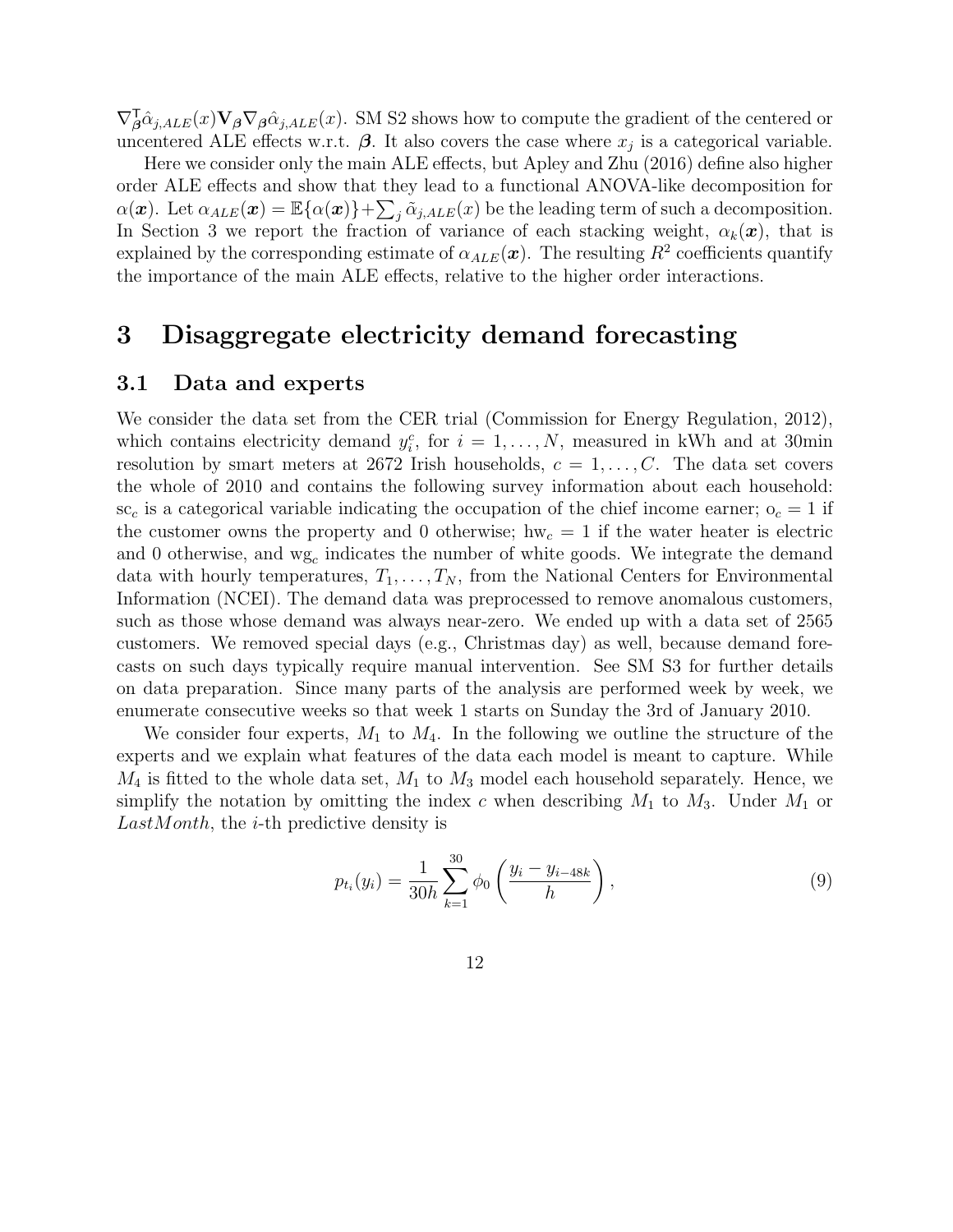$\nabla_{\boldsymbol{\beta}}^{\mathsf{T}} \hat{\alpha}_{j,ALE}(x) \mathbf{V}_{\boldsymbol{\beta}} \nabla_{\boldsymbol{\beta}} \hat{\alpha}_{j,ALE}(x)$. SM S2 shows how to compute the gradient of the centered or uncentered ALE effects w.r.t. $\boldsymbol{\beta}$. It also covers the case where $x_j$ is a categorical variable.

Here we consider only the main ALE effects, but Apley and Zhu (2016) define also higher order ALE effects and show that they lead to a functional ANOVA-like decomposition for $\alpha(\boldsymbol{x})$. Let $\alpha_{ALE}(\boldsymbol{x}) = \mathbb{E}\{\alpha(\boldsymbol{x})\} + \sum_j \tilde{\alpha}_{j,ALE}(x)$ be the leading term of such a decomposition. In Section 3 we report the fraction of variance of each stacking weight, $\alpha_k(\boldsymbol{x})$, that is explained by the corresponding estimate of $\alpha_{ALE}(\boldsymbol{x})$. The resulting $R^2$ coefficients quantify the importance of the main ALE effects, relative to the higher order interactions.

# 3 Disaggregate electricity demand forecasting

## 3.1 Data and experts

We consider the data set from the CER trial (Commission for Energy Regulation, 2012), which contains electricity demand $y_i^c$, for $i = 1, \dots, N$, measured in kWh and at 30min resolution by smart meters at 2672 Irish households, $c = 1, \dots, C$. The data set covers the whole of 2010 and contains the following survey information about each household: $\text{sc}_c$ is a categorical variable indicating the occupation of the chief income earner; $\text{o}_c = 1$ if the customer owns the property and 0 otherwise; $\text{hw}_c = 1$ if the water heater is electric and 0 otherwise, and $\text{wg}_c$ indicates the number of white goods. We integrate the demand data with hourly temperatures, $T_1, \dots, T_N$, from the National Centers for Environmental Information (NCEI). The demand data was preprocessed to remove anomalous customers, such as those whose demand was always near-zero. We ended up with a data set of 2565 customers. We removed special days (e.g., Christmas day) as well, because demand forecasts on such days typically require manual intervention. See SM S3 for further details on data preparation. Since many parts of the analysis are performed week by week, we enumerate consecutive weeks so that week 1 starts on Sunday the 3rd of January 2010.

We consider four experts, $M_1$ to $M_4$. In the following we outline the structure of the experts and we explain what features of the data each model is meant to capture. While $M_4$ is fitted to the whole data set, $M_1$ to $M_3$ model each household separately. Hence, we simplify the notation by omitting the index $c$ when describing $M_1$ to $M_3$. Under $M_1$ or *LastMonth*, the $i$-th predictive density is

$$p_{t_i}(y_i) = \frac{1}{30h} \sum_{k=1}^{30} \phi_0 \left( \frac{y_i - y_{i-48k}}{h} \right), \tag{9}$$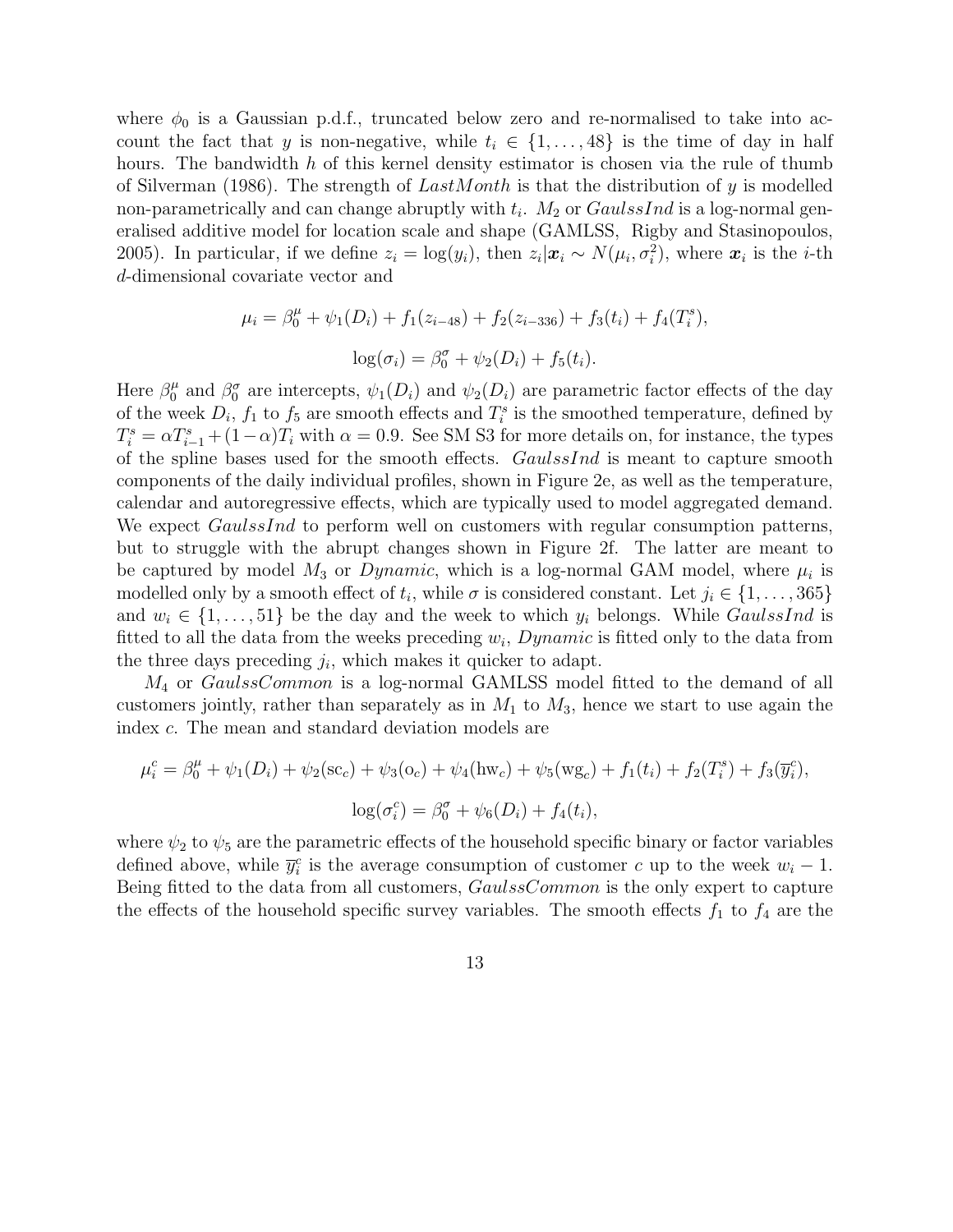where $\phi_0$ is a Gaussian p.d.f., truncated below zero and re-normalised to take into account the fact that $y$ is non-negative, while $t_i \in \{1, \dots, 48\}$ is the time of day in half hours. The bandwidth $h$ of this kernel density estimator is chosen via the rule of thumb of Silverman (1986). The strength of *LastMonth* is that the distribution of $y$ is modelled non-parametrically and can change abruptly with $t_i$. $M_2$ or *GaulssInd* is a log-normal generalised additive model for location scale and shape (GAMLSS, Rigby and Stasinopoulos, 2005). In particular, if we define $z_i = \log(y_i)$, then $z_i | \boldsymbol{x}_i \sim N(\mu_i, \sigma_i^2)$, where $\boldsymbol{x}_i$ is the $i$-th $d$-dimensional covariate vector and

$$\mu_i = \beta_0^\mu + \psi_1(D_i) + f_1(z_{i-48}) + f_2(z_{i-336}) + f_3(t_i) + f_4(T_i^s),$$

$$\log(\sigma_i) = \beta_0^\sigma + \psi_2(D_i) + f_5(t_i).$$

Here $\beta_0^\mu$ and $\beta_0^\sigma$ are intercepts, $\psi_1(D_i)$ and $\psi_2(D_i)$ are parametric factor effects of the day of the week $D_i$, $f_1$ to $f_5$ are smooth effects and $T_i^s$ is the smoothed temperature, defined by $T_i^s = \alpha T_{i-1}^s + (1-\alpha)T_i$ with $\alpha = 0.9$. See SM S3 for more details on, for instance, the types of the spline bases used for the smooth effects. *GaulssInd* is meant to capture smooth components of the daily individual profiles, shown in Figure 2e, as well as the temperature, calendar and autoregressive effects, which are typically used to model aggregated demand. We expect *GaulssInd* to perform well on customers with regular consumption patterns, but to struggle with the abrupt changes shown in Figure 2f. The latter are meant to be captured by model $M_3$ or *Dynamic*, which is a log-normal GAM model, where $\mu_i$ is modelled only by a smooth effect of $t_i$, while $\sigma$ is considered constant. Let $j_i \in \{1, \dots, 365\}$ and $w_i \in \{1, \dots, 51\}$ be the day and the week to which $y_i$ belongs. While *GaulssInd* is fitted to all the data from the weeks preceding $w_i$, *Dynamic* is fitted only to the data from the three days preceding $j_i$, which makes it quicker to adapt.

$M_4$ or *GaulssCommon* is a log-normal GAMLSS model fitted to the demand of all customers jointly, rather than separately as in $M_1$ to $M_3$, hence we start to use again the index $c$. The mean and standard deviation models are

$$\mu_i^c = \beta_0^\mu + \psi_1(D_i) + \psi_2(\mathrm{sc}_c) + \psi_3(\mathrm{o}_c) + \psi_4(\mathrm{hw}_c) + \psi_5(\mathrm{wg}_c) + f_1(t_i) + f_2(T_i^s) + f_3(\overline{y}_i^c),$$

$$\log(\sigma_i^c) = \beta_0^\sigma + \psi_6(D_i) + f_4(t_i),$$

where $\psi_2$ to $\psi_5$ are the parametric effects of the household specific binary or factor variables defined above, while $\overline{y}_i^c$ is the average consumption of customer $c$ up to the week $w_i - 1$. Being fitted to the data from all customers, *GaulssCommon* is the only expert to capture the effects of the household specific survey variables. The smooth effects $f_1$ to $f_4$ are the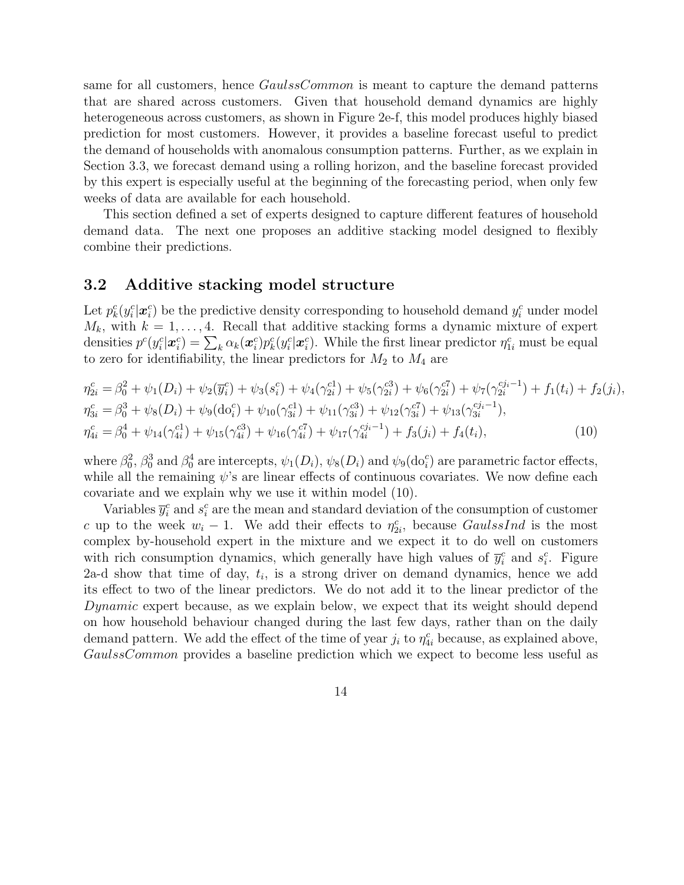same for all customers, hence *GaulssCommon* is meant to capture the demand patterns that are shared across customers. Given that household demand dynamics are highly heterogeneous across customers, as shown in Figure 2e-f, this model produces highly biased prediction for most customers. However, it provides a baseline forecast useful to predict the demand of households with anomalous consumption patterns. Further, as we explain in Section 3.3, we forecast demand using a rolling horizon, and the baseline forecast provided by this expert is especially useful at the beginning of the forecasting period, when only few weeks of data are available for each household.

This section defined a set of experts designed to capture different features of household demand data. The next one proposes an additive stacking model designed to flexibly combine their predictions.

## 3.2 Additive stacking model structure

Let $p_k^c(y_i^c|\boldsymbol{x}_i^c)$ be the predictive density corresponding to household demand $y_i^c$ under model $M_k$, with $k = 1, \dots, 4$. Recall that additive stacking forms a dynamic mixture of expert densities $p^c(y_i^c|\boldsymbol{x}_i^c) = \sum_k \alpha_k(\boldsymbol{x}_i^c) p_k^c(y_i^c|\boldsymbol{x}_i^c)$. While the first linear predictor $\eta_{1i}^c$ must be equal to zero for identifiability, the linear predictors for $M_2$ to $M_4$ are

$$
\begin{aligned}
\eta_{2i}^c &= \beta_0^2 + \psi_1(D_i) + \psi_2(\overline{y}_i^c) + \psi_3(s_i^c) + \psi_4(\gamma_{2i}^{c1}) + \psi_5(\gamma_{2i}^{c3}) + \psi_6(\gamma_{2i}^{c7}) + \psi_7(\gamma_{2i}^{cj_i-1}) + f_1(t_i) + f_2(j_i), \\
\eta_{3i}^c &= \beta_0^3 + \psi_8(D_i) + \psi_9(\mathrm{do}_i^c) + \psi_{10}(\gamma_{3i}^{c1}) + \psi_{11}(\gamma_{3i}^{c3}) + \psi_{12}(\gamma_{3i}^{c7}) + \psi_{13}(\gamma_{3i}^{cj_i-1}), \\
\eta_{4i}^c &= \beta_0^4 + \psi_{14}(\gamma_{4i}^{c1}) + \psi_{15}(\gamma_{4i}^{c3}) + \psi_{16}(\gamma_{4i}^{c7}) + \psi_{17}(\gamma_{4i}^{cj_i-1}) + f_3(j_i) + f_4(t_i),
\end{aligned} \tag{10}
$$

where $\beta_0^2$, $\beta_0^3$ and $\beta_0^4$ are intercepts, $\psi_1(D_i)$, $\psi_8(D_i)$ and $\psi_9(\mathrm{do}_i^c)$ are parametric factor effects, while all the remaining $\psi$'s are linear effects of continuous covariates. We now define each covariate and we explain why we use it within model (10).

Variables $\overline{y}_i^c$ and $s_i^c$ are the mean and standard deviation of the consumption of customer $c$ up to the week $w_i - 1$. We add their effects to $\eta_{2i}^c$, because *GaulssInd* is the most complex by-household expert in the mixture and we expect it to do well on customers with rich consumption dynamics, which generally have high values of $\overline{y}_i^c$ and $s_i^c$. Figure 2a-d show that time of day, $t_i$, is a strong driver on demand dynamics, hence we add its effect to two of the linear predictors. We do not add it to the linear predictor of the *Dynamic* expert because, as we explain below, we expect that its weight should depend on how household behaviour changed during the last few days, rather than on the daily demand pattern. We add the effect of the time of year $j_i$ to $\eta_{4i}^c$ because, as explained above, *GaulssCommon* provides a baseline prediction which we expect to become less useful as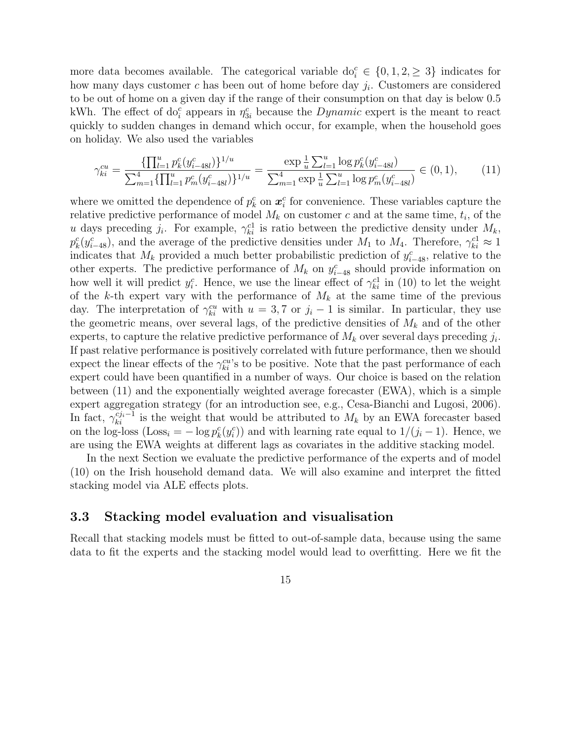more data becomes available. The categorical variable $\text{do}_i^c \in \{0, 1, 2, \geq 3\}$ indicates for how many days customer $c$ has been out of home before day $j_i$. Customers are considered to be out of home on a given day if the range of their consumption on that day is below 0.5 kWh. The effect of $\text{do}_i^c$ appears in $\eta_{3i}^c$ because the *Dynamic* expert is the meant to react quickly to sudden changes in demand which occur, for example, when the household goes on holiday. We also used the variables

$$\gamma_{ki}^{cu} = \frac{\{\prod_{l=1}^{u} p_k^c(y_{i-48l}^c)\}^{1/u}}{\sum_{m=1}^{4}\{\prod_{l=1}^{u} p_m^c(y_{i-48l}^c)\}^{1/u}} = \frac{\exp \frac{1}{u}\sum_{l=1}^{u} \log p_k^c(y_{i-48l}^c)}{\sum_{m=1}^{4} \exp \frac{1}{u}\sum_{l=1}^{u} \log p_m^c(y_{i-48l}^c)} \in (0, 1), \tag{11}$$

where we omitted the dependence of $p_k^c$ on $\boldsymbol{x}_i^c$ for convenience. These variables capture the relative predictive performance of model $M_k$ on customer $c$ and at the same time, $t_i$, of the $u$ days preceding $j_i$. For example, $\gamma_{ki}^{c1}$ is ratio between the predictive density under $M_k$, $p_k^c(y_{i-48}^c)$, and the average of the predictive densities under $M_1$ to $M_4$. Therefore, $\gamma_{ki}^{c1} \approx 1$ indicates that $M_k$ provided a much better probabilistic prediction of $y_{i-48}^c$, relative to the other experts. The predictive performance of $M_k$ on $y_{i-48}^c$ should provide information on how well it will predict $y_i^c$. Hence, we use the linear effect of $\gamma_{ki}^{c1}$ in (10) to let the weight of the $k$-th expert vary with the performance of $M_k$ at the same time of the previous day. The interpretation of $\gamma_{ki}^{cu}$ with $u = 3, 7$ or $j_i - 1$ is similar. In particular, they use the geometric means, over several lags, of the predictive densities of $M_k$ and of the other experts, to capture the relative predictive performance of $M_k$ over several days preceding $j_i$. If past relative performance is positively correlated with future performance, then we should expect the linear effects of the $\gamma_{ki}^{cu}$'s to be positive. Note that the past performance of each expert could have been quantified in a number of ways. Our choice is based on the relation between (11) and the exponentially weighted average forecaster (EWA), which is a simple expert aggregation strategy (for an introduction see, e.g., Cesa-Bianchi and Lugosi, 2006). In fact, $\gamma_{ki}^{cj_i-1}$ is the weight that would be attributed to $M_k$ by an EWA forecaster based on the log-loss ($\text{Loss}_i = -\log p_k^c(y_i^c)$) and with learning rate equal to $1/(j_i - 1)$. Hence, we are using the EWA weights at different lags as covariates in the additive stacking model.

In the next Section we evaluate the predictive performance of the experts and of model (10) on the Irish household demand data. We will also examine and interpret the fitted stacking model via ALE effects plots.

### 3.3 Stacking model evaluation and visualisation

Recall that stacking models must be fitted to out-of-sample data, because using the same data to fit the experts and the stacking model would lead to overfitting. Here we fit the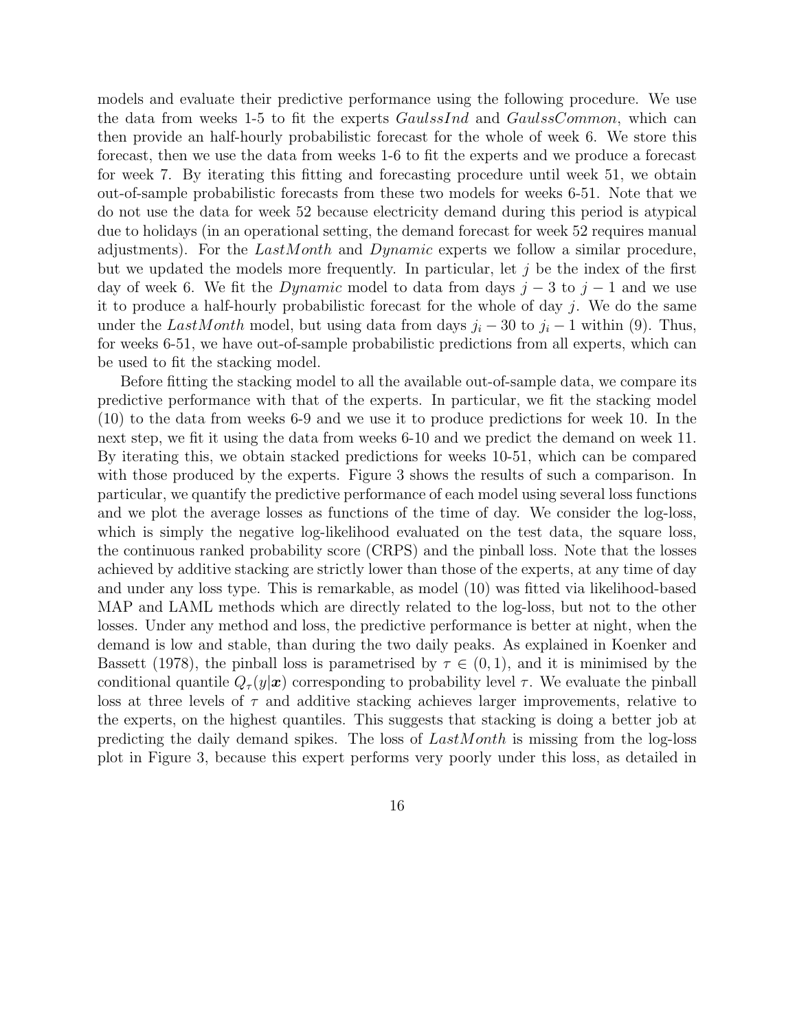models and evaluate their predictive performance using the following procedure. We use the data from weeks 1-5 to fit the experts *GaulssInd* and *GaulssCommon*, which can then provide an half-hourly probabilistic forecast for the whole of week 6. We store this forecast, then we use the data from weeks 1-6 to fit the experts and we produce a forecast for week 7. By iterating this fitting and forecasting procedure until week 51, we obtain out-of-sample probabilistic forecasts from these two models for weeks 6-51. Note that we do not use the data for week 52 because electricity demand during this period is atypical due to holidays (in an operational setting, the demand forecast for week 52 requires manual adjustments). For the *LastMonth* and *Dynamic* experts we follow a similar procedure, but we updated the models more frequently. In particular, let $j$ be the index of the first day of week 6. We fit the *Dynamic* model to data from days $j-3$ to $j-1$ and we use it to produce a half-hourly probabilistic forecast for the whole of day $j$. We do the same under the *LastMonth* model, but using data from days $j_i - 30$ to $j_i - 1$ within (9). Thus, for weeks 6-51, we have out-of-sample probabilistic predictions from all experts, which can be used to fit the stacking model.

Before fitting the stacking model to all the available out-of-sample data, we compare its predictive performance with that of the experts. In particular, we fit the stacking model (10) to the data from weeks 6-9 and we use it to produce predictions for week 10. In the next step, we fit it using the data from weeks 6-10 and we predict the demand on week 11. By iterating this, we obtain stacked predictions for weeks 10-51, which can be compared with those produced by the experts. Figure 3 shows the results of such a comparison. In particular, we quantify the predictive performance of each model using several loss functions and we plot the average losses as functions of the time of day. We consider the log-loss, which is simply the negative log-likelihood evaluated on the test data, the square loss, the continuous ranked probability score (CRPS) and the pinball loss. Note that the losses achieved by additive stacking are strictly lower than those of the experts, at any time of day and under any loss type. This is remarkable, as model (10) was fitted via likelihood-based MAP and LAML methods which are directly related to the log-loss, but not to the other losses. Under any method and loss, the predictive performance is better at night, when the demand is low and stable, than during the two daily peaks. As explained in Koenker and Bassett (1978), the pinball loss is parametrised by $\tau \in (0,1)$, and it is minimised by the conditional quantile $Q_\tau(y|\boldsymbol{x})$ corresponding to probability level $\tau$. We evaluate the pinball loss at three levels of $\tau$ and additive stacking achieves larger improvements, relative to the experts, on the highest quantiles. This suggests that stacking is doing a better job at predicting the daily demand spikes. The loss of *LastMonth* is missing from the log-loss plot in Figure 3, because this expert performs very poorly under this loss, as detailed in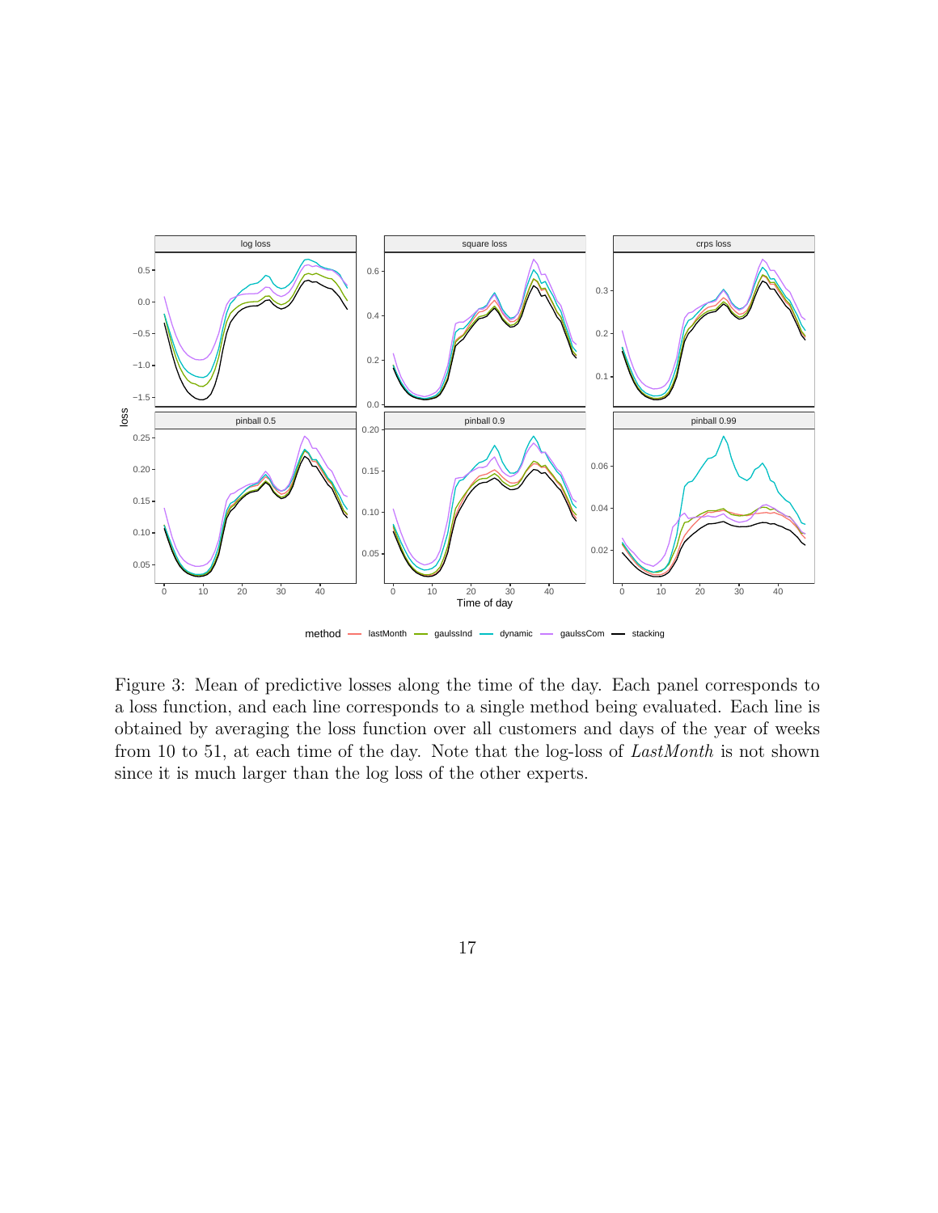Figure 3: Mean of predictive losses along the time of the day. Each panel corresponds to a loss function, and each line corresponds to a single method being evaluated. Each line is obtained by averaging the loss function over all customers and days of the year of weeks from 10 to 51, at each time of the day. Note that the log-loss of *LastMonth* is not shown since it is much larger than the log loss of the other experts.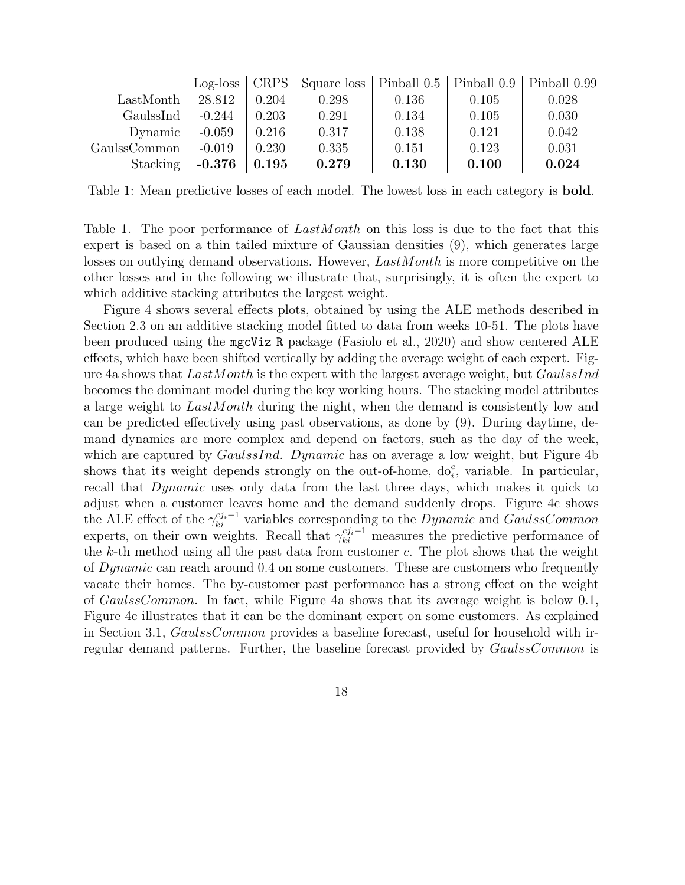| | Log-loss | CRPS | Square loss | Pinball 0.5 | Pinball 0.9 | Pinball 0.99 |
|---|---|---|---|---|---|---|
| LastMonth | 28.812 | 0.204 | 0.298 | 0.136 | 0.105 | 0.028 |
| GaulssInd | -0.244 | 0.203 | 0.291 | 0.134 | 0.105 | 0.030 |
| Dynamic | -0.059 | 0.216 | 0.317 | 0.138 | 0.121 | 0.042 |
| GaulssCommon | -0.019 | 0.230 | 0.335 | 0.151 | 0.123 | 0.031 |
| Stacking | **-0.376** | **0.195** | **0.279** | **0.130** | **0.100** | **0.024** |

Table 1: Mean predictive losses of each model. The lowest loss in each category is **bold**.

Table 1. The poor performance of *LastMonth* on this loss is due to the fact that this expert is based on a thin tailed mixture of Gaussian densities (9), which generates large losses on outlying demand observations. However, *LastMonth* is more competitive on the other losses and in the following we illustrate that, surprisingly, it is often the expert to which additive stacking attributes the largest weight.

Figure 4 shows several effects plots, obtained by using the ALE methods described in Section 2.3 on an additive stacking model fitted to data from weeks 10-51. The plots have been produced using the `mgcViz` `R` package (Fasiolo et al., 2020) and show centered ALE effects, which have been shifted vertically by adding the average weight of each expert. Figure 4a shows that *LastMonth* is the expert with the largest average weight, but *GaulssInd* becomes the dominant model during the key working hours. The stacking model attributes a large weight to *LastMonth* during the night, when the demand is consistently low and can be predicted effectively using past observations, as done by (9). During daytime, demand dynamics are more complex and depend on factors, such as the day of the week, which are captured by *GaulssInd*. *Dynamic* has on average a low weight, but Figure 4b shows that its weight depends strongly on the out-of-home, $\text{do}_i^c$, variable. In particular, recall that *Dynamic* uses only data from the last three days, which makes it quick to adjust when a customer leaves home and the demand suddenly drops. Figure 4c shows the ALE effect of the $\gamma_{ki}^{cj_i-1}$ variables corresponding to the *Dynamic* and *GaulssCommon* experts, on their own weights. Recall that $\gamma_{ki}^{cj_i-1}$ measures the predictive performance of the $k$-th method using all the past data from customer $c$. The plot shows that the weight of *Dynamic* can reach around 0.4 on some customers. These are customers who frequently vacate their homes. The by-customer past performance has a strong effect on the weight of *GaulssCommon*. In fact, while Figure 4a shows that its average weight is below 0.1, Figure 4c illustrates that it can be the dominant expert on some customers. As explained in Section 3.1, *GaulssCommon* provides a baseline forecast, useful for household with irregular demand patterns. Further, the baseline forecast provided by *GaulssCommon* is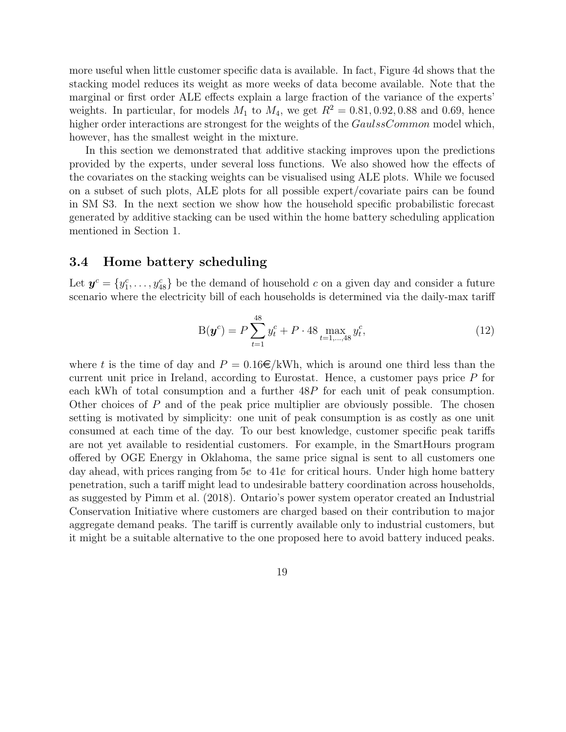more useful when little customer specific data is available. In fact, Figure 4d shows that the stacking model reduces its weight as more weeks of data become available. Note that the marginal or first order ALE effects explain a large fraction of the variance of the experts' weights. In particular, for models $M_1$ to $M_4$, we get $R^2 = 0.81, 0.92, 0.88$ and $0.69$, hence higher order interactions are strongest for the weights of the *GaulssCommon* model which, however, has the smallest weight in the mixture.

In this section we demonstrated that additive stacking improves upon the predictions provided by the experts, under several loss functions. We also showed how the effects of the covariates on the stacking weights can be visualised using ALE plots. While we focused on a subset of such plots, ALE plots for all possible expert/covariate pairs can be found in SM S3. In the next section we show how the household specific probabilistic forecast generated by additive stacking can be used within the home battery scheduling application mentioned in Section 1.

### 3.4 Home battery scheduling

Let $\boldsymbol{y}^c = \{y_1^c, \dots, y_{48}^c\}$ be the demand of household $c$ on a given day and consider a future scenario where the electricity bill of each households is determined via the daily-max tariff

$$\mathrm{B}(\boldsymbol{y}^c) = P \sum_{t=1}^{48} y_t^c + P \cdot 48 \max_{t=1,\dots,48} y_t^c, \tag{12}$$

where $t$ is the time of day and $P = 0.16$€/kWh, which is around one third less than the current unit price in Ireland, according to Eurostat. Hence, a customer pays price $P$ for each kWh of total consumption and a further $48P$ for each unit of peak consumption. Other choices of $P$ and of the peak price multiplier are obviously possible. The chosen setting is motivated by simplicity: one unit of peak consumption is as costly as one unit consumed at each time of the day. To our best knowledge, customer specific peak tariffs are not yet available to residential customers. For example, in the SmartHours program offered by OGE Energy in Oklahoma, the same price signal is sent to all customers one day ahead, with prices ranging from 5¢ to 41¢ for critical hours. Under high home battery penetration, such a tariff might lead to undesirable battery coordination across households, as suggested by Pimm et al. (2018). Ontario's power system operator created an Industrial Conservation Initiative where customers are charged based on their contribution to major aggregate demand peaks. The tariff is currently available only to industrial customers, but it might be a suitable alternative to the one proposed here to avoid battery induced peaks.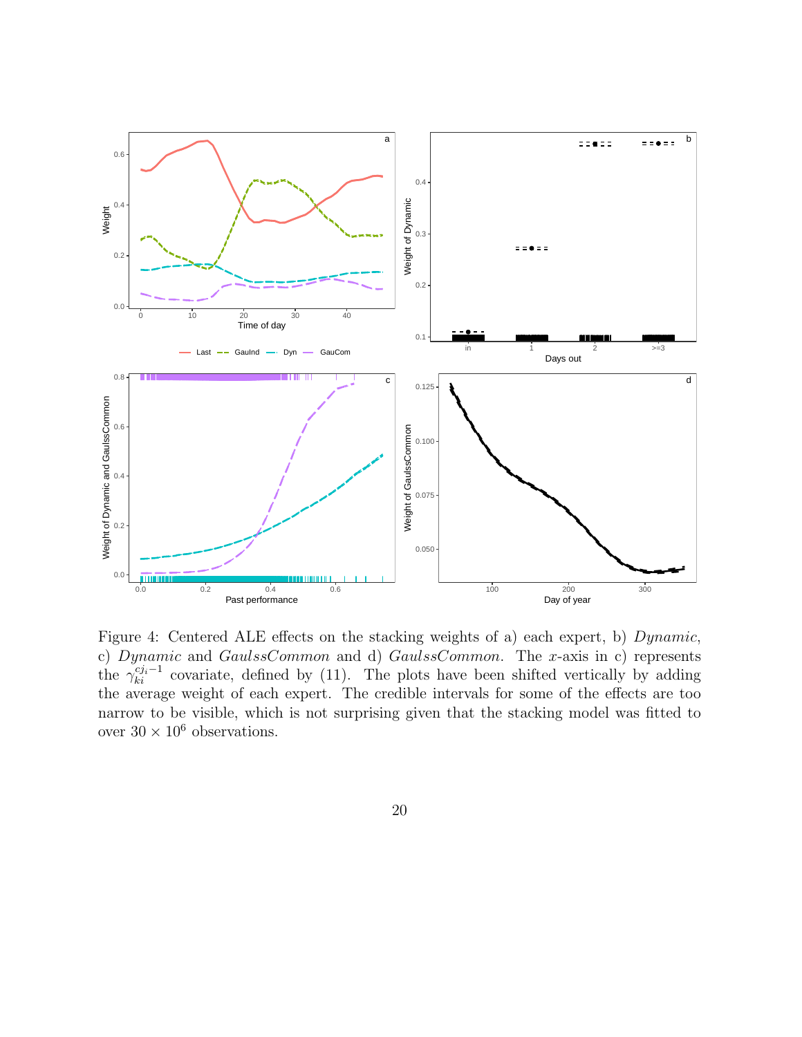Figure 4: Centered ALE effects on the stacking weights of a) each expert, b) *Dynamic*, c) *Dynamic* and *GaulssCommon* and d) *GaulssCommon*. The $x$-axis in c) represents the $\gamma_{ki}^{cj_i-1}$ covariate, defined by (11). The plots have been shifted vertically by adding the average weight of each expert. The credible intervals for some of the effects are too narrow to be visible, which is not surprising given that the stacking model was fitted to over $30 \times 10^6$ observations.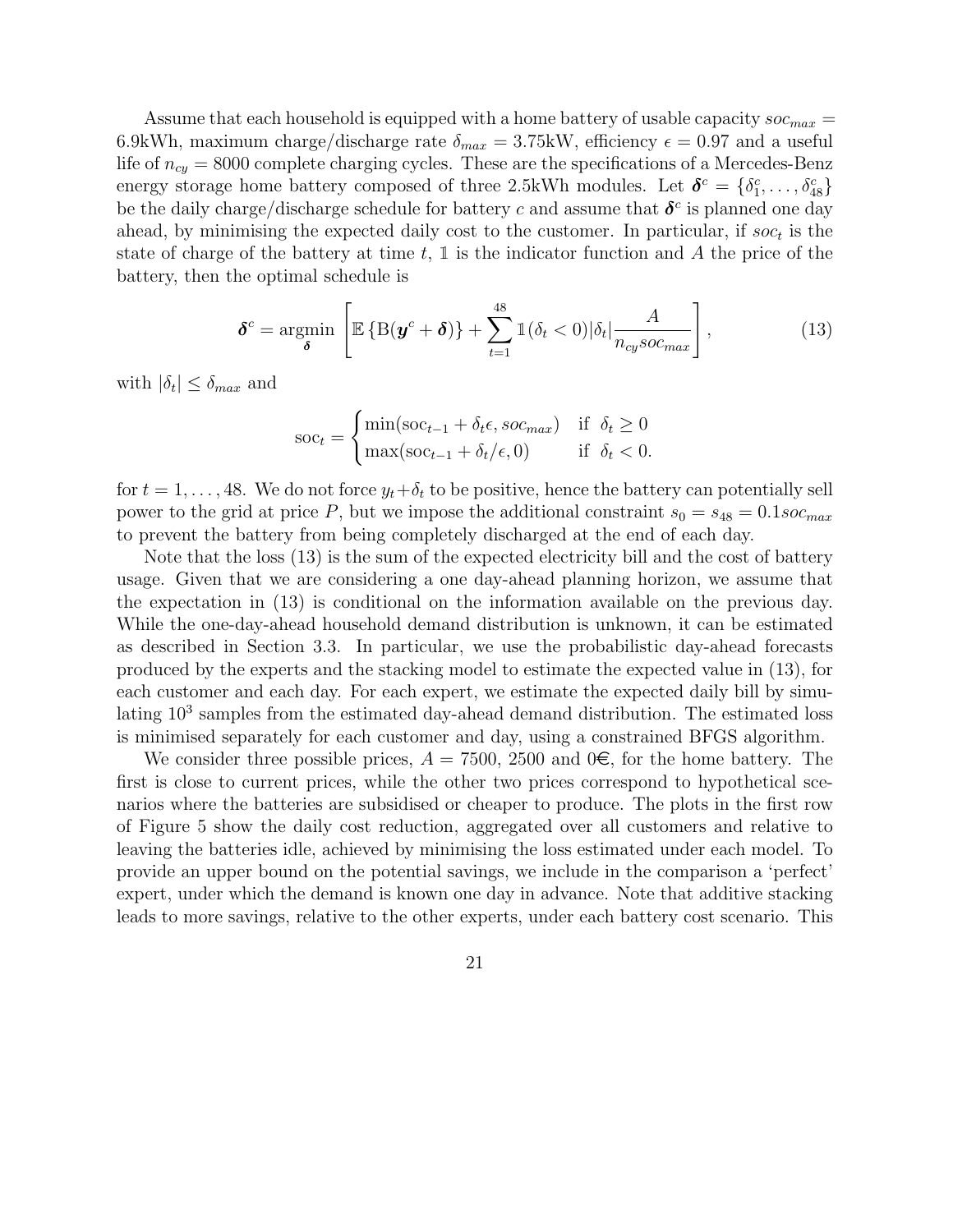Assume that each household is equipped with a home battery of usable capacity $soc_{max}$ = 6.9kWh, maximum charge/discharge rate $\delta_{max}$ = 3.75kW, efficiency $\epsilon = 0.97$ and a useful life of $n_{cy} = 8000$ complete charging cycles. These are the specifications of a Mercedes-Benz energy storage home battery composed of three 2.5kWh modules. Let $\boldsymbol{\delta}^c = \{\delta_1^c, \dots, \delta_{48}^c\}$ be the daily charge/discharge schedule for battery $c$ and assume that $\boldsymbol{\delta}^c$ is planned one day ahead, by minimising the expected daily cost to the customer. In particular, if $soc_t$ is the state of charge of the battery at time $t$, $\mathbb{1}$ is the indicator function and $A$ the price of the battery, then the optimal schedule is

$$\boldsymbol{\delta}^c = \underset{\boldsymbol{\delta}}{\text{argmin}} \left[ \mathbb{E}\left\{ \text{B}(\boldsymbol{y}^c + \boldsymbol{\delta}) \right\} + \sum_{t=1}^{48} \mathbb{1}(\delta_t < 0) |\delta_t| \frac{A}{n_{cy} soc_{max}} \right], \tag{13}$$

with $|\delta_t| \leq \delta_{max}$ and

$$\text{soc}_t = \begin{cases} \min(\text{soc}_{t-1} + \delta_t \epsilon, soc_{max}) & \text{if } \delta_t \geq 0 \\ \max(\text{soc}_{t-1} + \delta_t / \epsilon, 0) & \text{if } \delta_t < 0. \end{cases}$$

for $t = 1, \dots, 48$. We do not force $y_t + \delta_t$ to be positive, hence the battery can potentially sell power to the grid at price $P$, but we impose the additional constraint $s_0 = s_{48} = 0.1 soc_{max}$ to prevent the battery from being completely discharged at the end of each day.

Note that the loss (13) is the sum of the expected electricity bill and the cost of battery usage. Given that we are considering a one day-ahead planning horizon, we assume that the expectation in (13) is conditional on the information available on the previous day. While the one-day-ahead household demand distribution is unknown, it can be estimated as described in Section 3.3. In particular, we use the probabilistic day-ahead forecasts produced by the experts and the stacking model to estimate the expected value in (13), for each customer and each day. For each expert, we estimate the expected daily bill by simulating $10^3$ samples from the estimated day-ahead demand distribution. The estimated loss is minimised separately for each customer and day, using a constrained BFGS algorithm.

We consider three possible prices, $A = 7500$, 2500 and 0€, for the home battery. The first is close to current prices, while the other two prices correspond to hypothetical scenarios where the batteries are subsidised or cheaper to produce. The plots in the first row of Figure 5 show the daily cost reduction, aggregated over all customers and relative to leaving the batteries idle, achieved by minimising the loss estimated under each model. To provide an upper bound on the potential savings, we include in the comparison a 'perfect' expert, under which the demand is known one day in advance. Note that additive stacking leads to more savings, relative to the other experts, under each battery cost scenario. This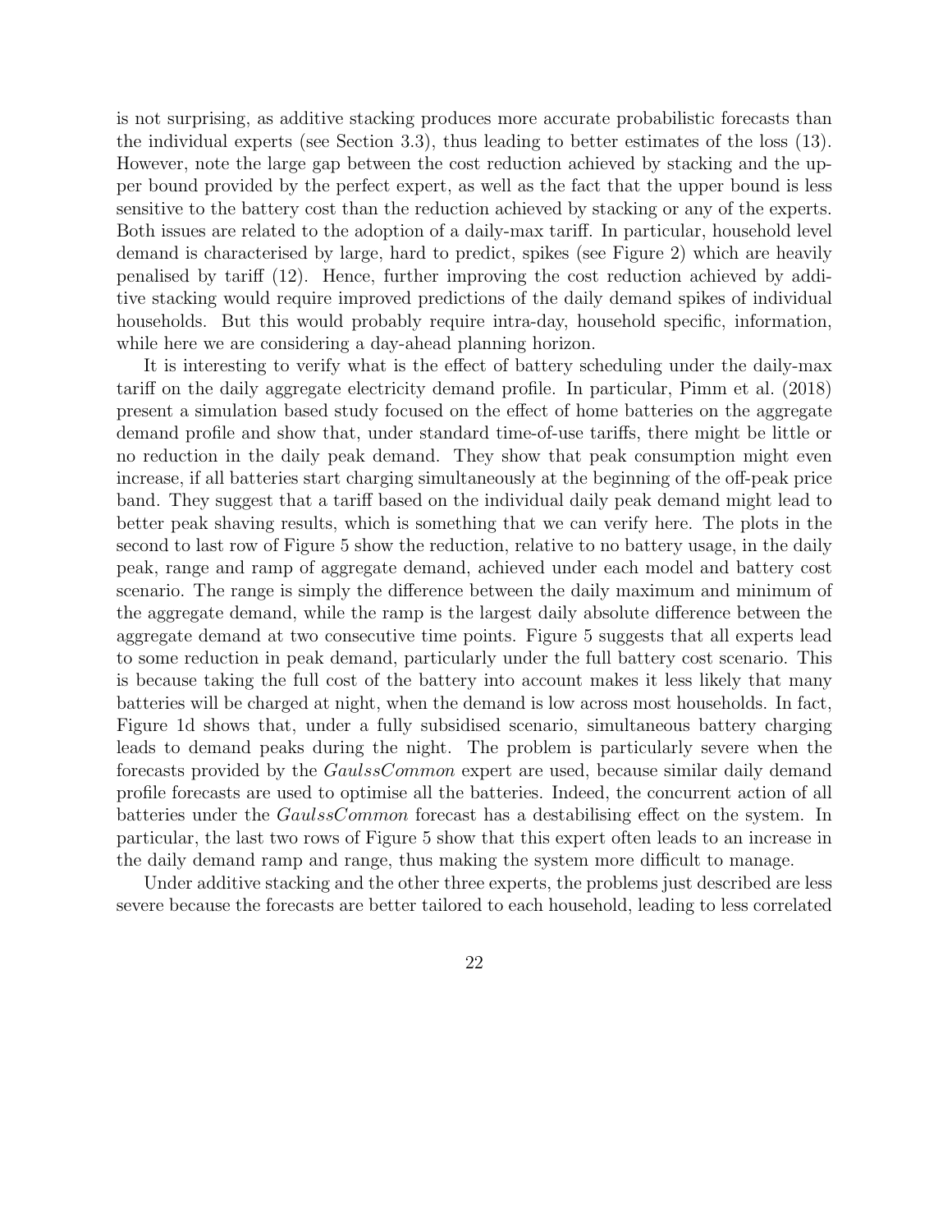is not surprising, as additive stacking produces more accurate probabilistic forecasts than the individual experts (see Section 3.3), thus leading to better estimates of the loss (13). However, note the large gap between the cost reduction achieved by stacking and the upper bound provided by the perfect expert, as well as the fact that the upper bound is less sensitive to the battery cost than the reduction achieved by stacking or any of the experts. Both issues are related to the adoption of a daily-max tariff. In particular, household level demand is characterised by large, hard to predict, spikes (see Figure 2) which are heavily penalised by tariff (12). Hence, further improving the cost reduction achieved by additive stacking would require improved predictions of the daily demand spikes of individual households. But this would probably require intra-day, household specific, information, while here we are considering a day-ahead planning horizon.

It is interesting to verify what is the effect of battery scheduling under the daily-max tariff on the daily aggregate electricity demand profile. In particular, Pimm et al. (2018) present a simulation based study focused on the effect of home batteries on the aggregate demand profile and show that, under standard time-of-use tariffs, there might be little or no reduction in the daily peak demand. They show that peak consumption might even increase, if all batteries start charging simultaneously at the beginning of the off-peak price band. They suggest that a tariff based on the individual daily peak demand might lead to better peak shaving results, which is something that we can verify here. The plots in the second to last row of Figure 5 show the reduction, relative to no battery usage, in the daily peak, range and ramp of aggregate demand, achieved under each model and battery cost scenario. The range is simply the difference between the daily maximum and minimum of the aggregate demand, while the ramp is the largest daily absolute difference between the aggregate demand at two consecutive time points. Figure 5 suggests that all experts lead to some reduction in peak demand, particularly under the full battery cost scenario. This is because taking the full cost of the battery into account makes it less likely that many batteries will be charged at night, when the demand is low across most households. In fact, Figure 1d shows that, under a fully subsidised scenario, simultaneous battery charging leads to demand peaks during the night. The problem is particularly severe when the forecasts provided by the *GaulssCommon* expert are used, because similar daily demand profile forecasts are used to optimise all the batteries. Indeed, the concurrent action of all batteries under the *GaulssCommon* forecast has a destabilising effect on the system. In particular, the last two rows of Figure 5 show that this expert often leads to an increase in the daily demand ramp and range, thus making the system more difficult to manage.

Under additive stacking and the other three experts, the problems just described are less severe because the forecasts are better tailored to each household, leading to less correlated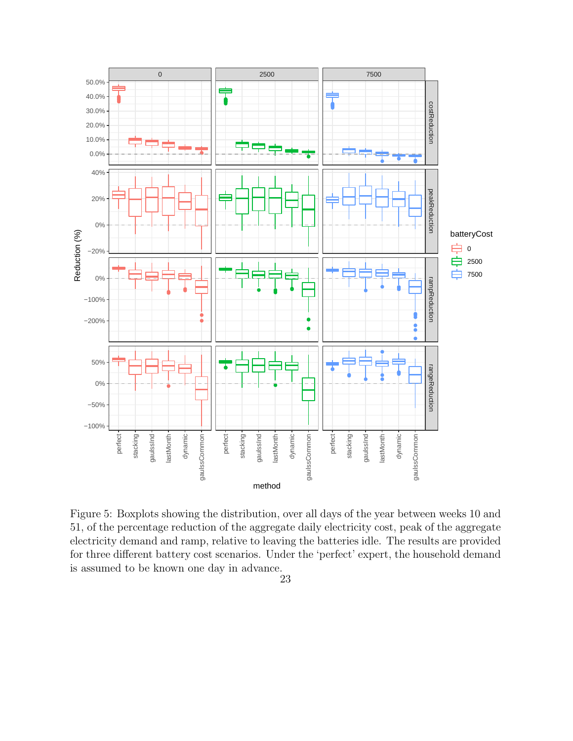Figure 5: Boxplots showing the distribution, over all days of the year between weeks 10 and 51, of the percentage reduction of the aggregate daily electricity cost, peak of the aggregate electricity demand and ramp, relative to leaving the batteries idle. The results are provided for three different battery cost scenarios. Under the 'perfect' expert, the household demand is assumed to be known one day in advance.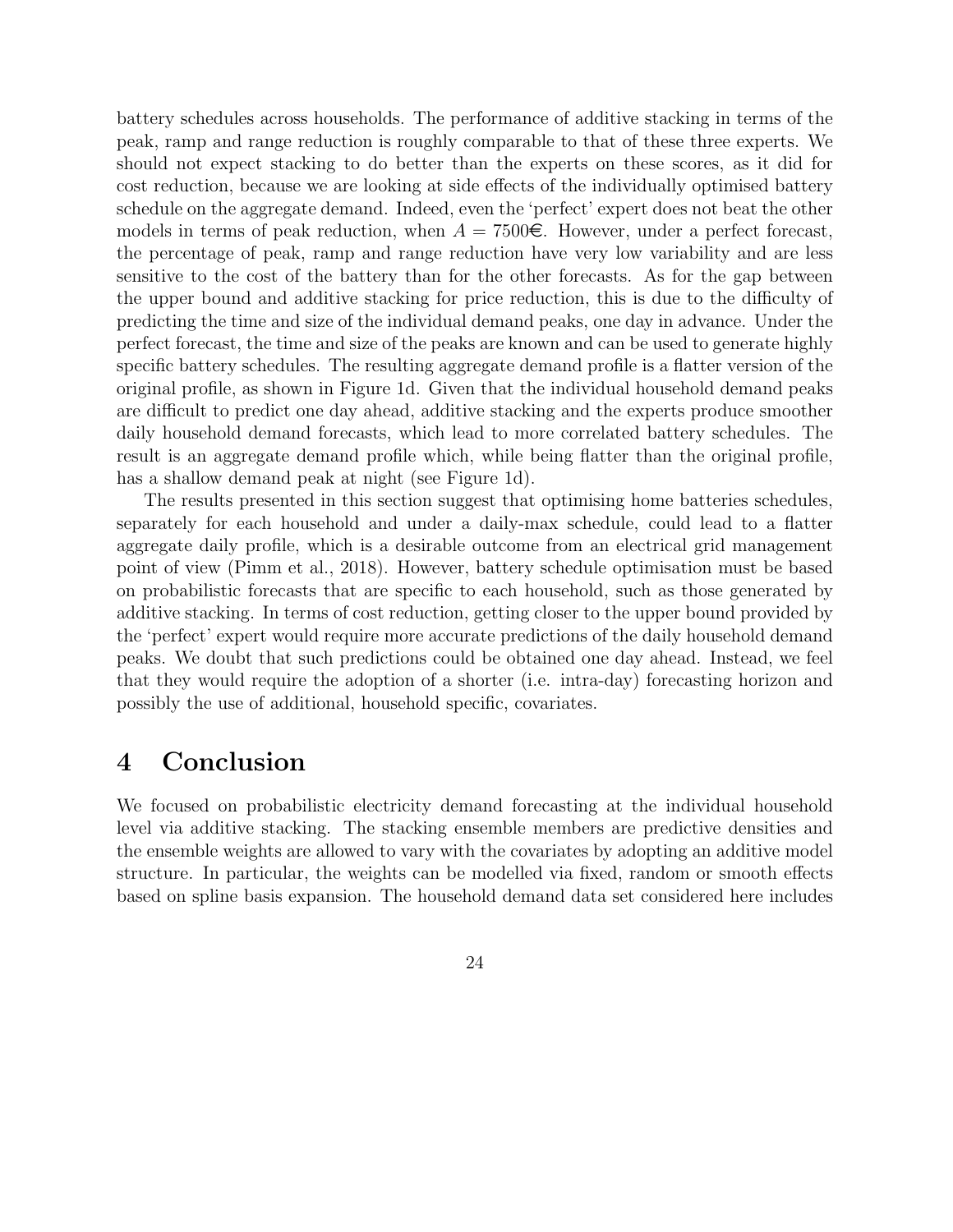battery schedules across households. The performance of additive stacking in terms of the peak, ramp and range reduction is roughly comparable to that of these three experts. We should not expect stacking to do better than the experts on these scores, as it did for cost reduction, because we are looking at side effects of the individually optimised battery schedule on the aggregate demand. Indeed, even the 'perfect' expert does not beat the other models in terms of peak reduction, when $A = 7500$€. However, under a perfect forecast, the percentage of peak, ramp and range reduction have very low variability and are less sensitive to the cost of the battery than for the other forecasts. As for the gap between the upper bound and additive stacking for price reduction, this is due to the difficulty of predicting the time and size of the individual demand peaks, one day in advance. Under the perfect forecast, the time and size of the peaks are known and can be used to generate highly specific battery schedules. The resulting aggregate demand profile is a flatter version of the original profile, as shown in Figure 1d. Given that the individual household demand peaks are difficult to predict one day ahead, additive stacking and the experts produce smoother daily household demand forecasts, which lead to more correlated battery schedules. The result is an aggregate demand profile which, while being flatter than the original profile, has a shallow demand peak at night (see Figure 1d).

The results presented in this section suggest that optimising home batteries schedules, separately for each household and under a daily-max schedule, could lead to a flatter aggregate daily profile, which is a desirable outcome from an electrical grid management point of view (Pimm et al., 2018). However, battery schedule optimisation must be based on probabilistic forecasts that are specific to each household, such as those generated by additive stacking. In terms of cost reduction, getting closer to the upper bound provided by the 'perfect' expert would require more accurate predictions of the daily household demand peaks. We doubt that such predictions could be obtained one day ahead. Instead, we feel that they would require the adoption of a shorter (i.e. intra-day) forecasting horizon and possibly the use of additional, household specific, covariates.

# 4 Conclusion

We focused on probabilistic electricity demand forecasting at the individual household level via additive stacking. The stacking ensemble members are predictive densities and the ensemble weights are allowed to vary with the covariates by adopting an additive model structure. In particular, the weights can be modelled via fixed, random or smooth effects based on spline basis expansion. The household demand data set considered here includes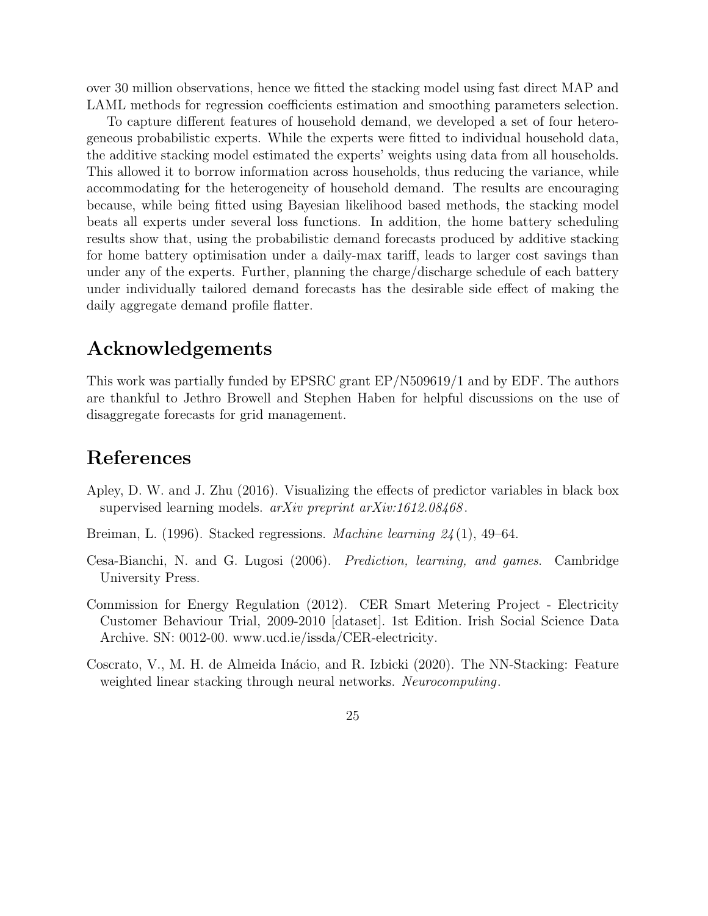over 30 million observations, hence we fitted the stacking model using fast direct MAP and LAML methods for regression coefficients estimation and smoothing parameters selection.

To capture different features of household demand, we developed a set of four heterogeneous probabilistic experts. While the experts were fitted to individual household data, the additive stacking model estimated the experts' weights using data from all households. This allowed it to borrow information across households, thus reducing the variance, while accommodating for the heterogeneity of household demand. The results are encouraging because, while being fitted using Bayesian likelihood based methods, the stacking model beats all experts under several loss functions. In addition, the home battery scheduling results show that, using the probabilistic demand forecasts produced by additive stacking for home battery optimisation under a daily-max tariff, leads to larger cost savings than under any of the experts. Further, planning the charge/discharge schedule of each battery under individually tailored demand forecasts has the desirable side effect of making the daily aggregate demand profile flatter.

## Acknowledgements

This work was partially funded by EPSRC grant EP/N509619/1 and by EDF. The authors are thankful to Jethro Browell and Stephen Haben for helpful discussions on the use of disaggregate forecasts for grid management.

## References

Apley, D. W. and J. Zhu (2016). Visualizing the effects of predictor variables in black box supervised learning models. *arXiv preprint arXiv:1612.08468*.

Breiman, L. (1996). Stacked regressions. *Machine learning 24*(1), 49–64.

Cesa-Bianchi, N. and G. Lugosi (2006). *Prediction, learning, and games*. Cambridge University Press.

Commission for Energy Regulation (2012). CER Smart Metering Project - Electricity Customer Behaviour Trial, 2009-2010 [dataset]. 1st Edition. Irish Social Science Data Archive. SN: 0012-00. www.ucd.ie/issda/CER-electricity.

Coscrato, V., M. H. de Almeida Inácio, and R. Izbicki (2020). The NN-Stacking: Feature weighted linear stacking through neural networks. *Neurocomputing*.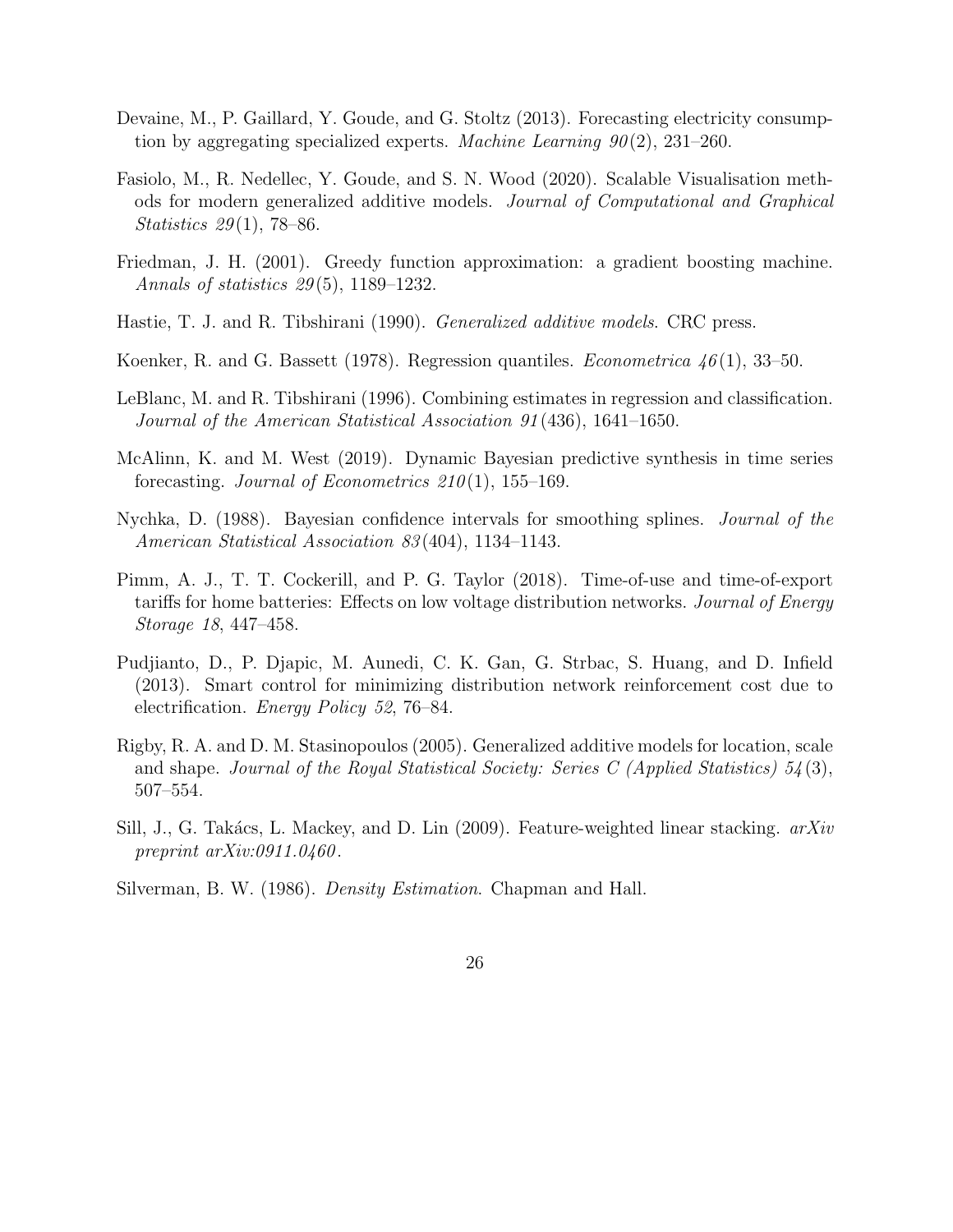Devaine, M., P. Gaillard, Y. Goude, and G. Stoltz (2013). Forecasting electricity consumption by aggregating specialized experts. *Machine Learning 90*(2), 231–260.

Fasiolo, M., R. Nedellec, Y. Goude, and S. N. Wood (2020). Scalable Visualisation methods for modern generalized additive models. *Journal of Computational and Graphical Statistics 29*(1), 78–86.

Friedman, J. H. (2001). Greedy function approximation: a gradient boosting machine. *Annals of statistics 29*(5), 1189–1232.

Hastie, T. J. and R. Tibshirani (1990). *Generalized additive models.* CRC press.

Koenker, R. and G. Bassett (1978). Regression quantiles. *Econometrica 46*(1), 33–50.

LeBlanc, M. and R. Tibshirani (1996). Combining estimates in regression and classification. *Journal of the American Statistical Association 91*(436), 1641–1650.

McAlinn, K. and M. West (2019). Dynamic Bayesian predictive synthesis in time series forecasting. *Journal of Econometrics 210*(1), 155–169.

Nychka, D. (1988). Bayesian confidence intervals for smoothing splines. *Journal of the American Statistical Association 83*(404), 1134–1143.

Pimm, A. J., T. T. Cockerill, and P. G. Taylor (2018). Time-of-use and time-of-export tariffs for home batteries: Effects on low voltage distribution networks. *Journal of Energy Storage 18*, 447–458.

Pudjianto, D., P. Djapic, M. Aunedi, C. K. Gan, G. Strbac, S. Huang, and D. Infield (2013). Smart control for minimizing distribution network reinforcement cost due to electrification. *Energy Policy 52*, 76–84.

Rigby, R. A. and D. M. Stasinopoulos (2005). Generalized additive models for location, scale and shape. *Journal of the Royal Statistical Society: Series C (Applied Statistics) 54*(3), 507–554.

Sill, J., G. Takács, L. Mackey, and D. Lin (2009). Feature-weighted linear stacking. *arXiv preprint arXiv:0911.0460*.

Silverman, B. W. (1986). *Density Estimation.* Chapman and Hall.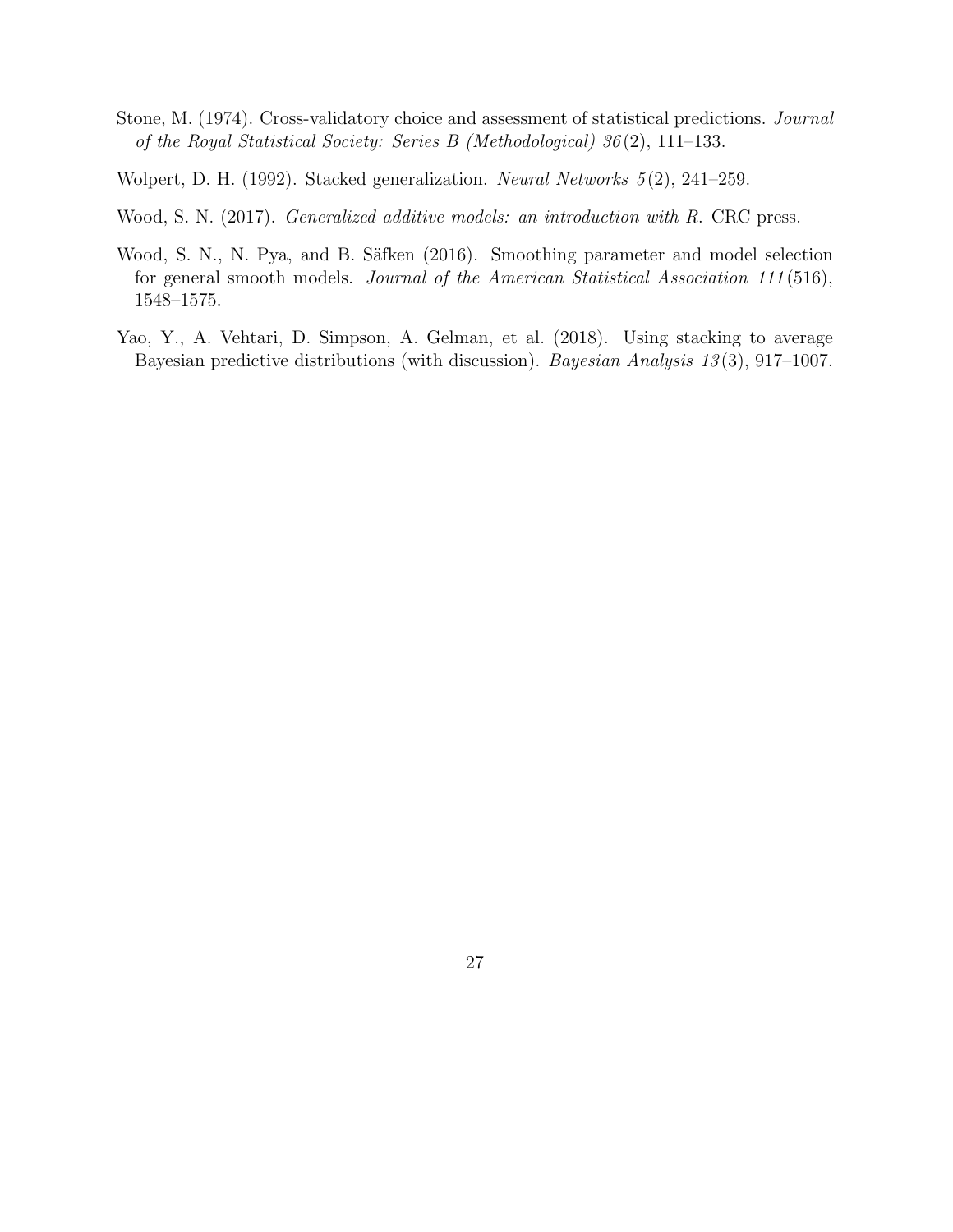Stone, M. (1974). Cross-validatory choice and assessment of statistical predictions. *Journal of the Royal Statistical Society: Series B (Methodological) 36*(2), 111–133.

Wolpert, D. H. (1992). Stacked generalization. *Neural Networks 5*(2), 241–259.

Wood, S. N. (2017). *Generalized additive models: an introduction with R.* CRC press.

Wood, S. N., N. Pya, and B. Säfken (2016). Smoothing parameter and model selection for general smooth models. *Journal of the American Statistical Association 111*(516), 1548–1575.

Yao, Y., A. Vehtari, D. Simpson, A. Gelman, et al. (2018). Using stacking to average Bayesian predictive distributions (with discussion). *Bayesian Analysis 13*(3), 917–1007.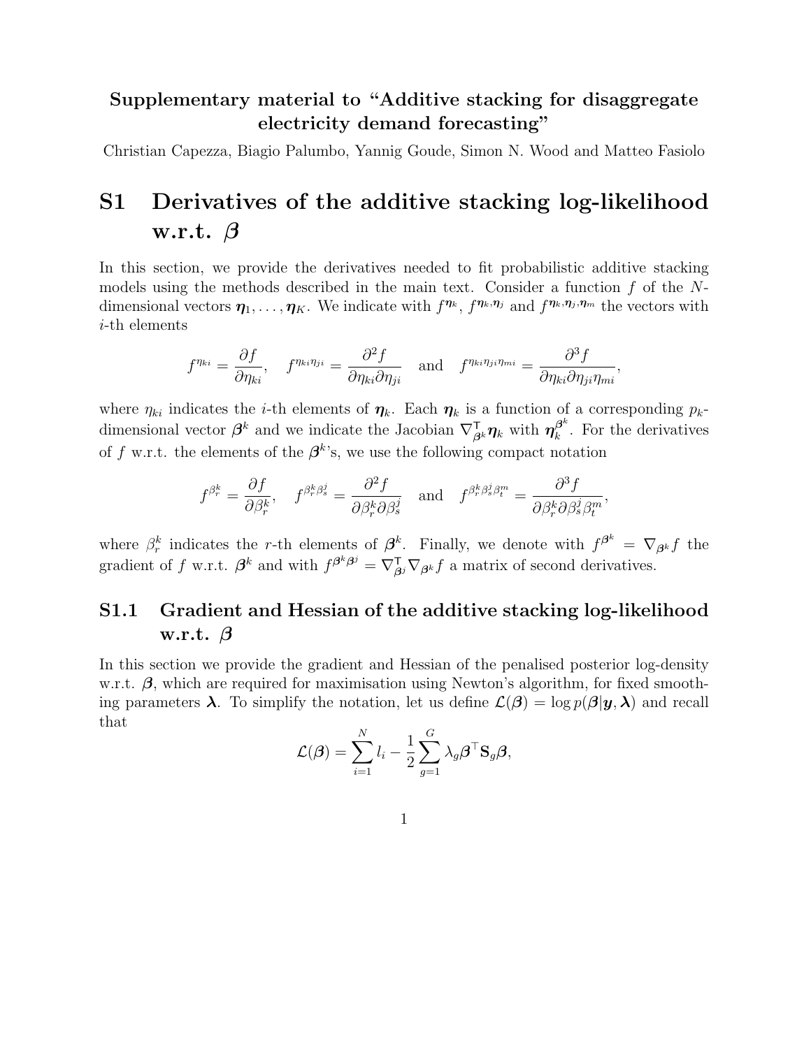**Supplementary material to "Additive stacking for disaggregate electricity demand forecasting"**

Christian Capezza, Biagio Palumbo, Yannig Goude, Simon N. Wood and Matteo Fasiolo

# S1 Derivatives of the additive stacking log-likelihood w.r.t. $\boldsymbol{\beta}$

In this section, we provide the derivatives needed to fit probabilistic additive stacking models using the methods described in the main text. Consider a function $f$ of the $N$-dimensional vectors $\boldsymbol{\eta}_1, \dots, \boldsymbol{\eta}_K$. We indicate with $f^{\boldsymbol{\eta}_k}$, $f^{\boldsymbol{\eta}_k, \boldsymbol{\eta}_j}$ and $f^{\boldsymbol{\eta}_k, \boldsymbol{\eta}_j, \boldsymbol{\eta}_m}$ the vectors with $i$-th elements

$$
f^{\eta_{ki}} = \frac{\partial f}{\partial \eta_{ki}}, \quad f^{\eta_{ki}\eta_{ji}} = \frac{\partial^2 f}{\partial \eta_{ki} \partial \eta_{ji}} \quad \text{and} \quad f^{\eta_{ki}\eta_{ji}\eta_{mi}} = \frac{\partial^3 f}{\partial \eta_{ki} \partial \eta_{ji} \eta_{mi}},
$$

where $\eta_{ki}$ indicates the $i$-th elements of $\boldsymbol{\eta}_k$. Each $\boldsymbol{\eta}_k$ is a function of a corresponding $p_k$-dimensional vector $\boldsymbol{\beta}^k$ and we indicate the Jacobian $\nabla^\top_{\boldsymbol{\beta}^k} \boldsymbol{\eta}_k$ with $\boldsymbol{\eta}_k^{\boldsymbol{\beta}^k}$. For the derivatives of $f$ w.r.t. the elements of the $\boldsymbol{\beta}^k$'s, we use the following compact notation

$$
f^{\beta_r^k} = \frac{\partial f}{\partial \beta_r^k}, \quad f^{\beta_r^k \beta_s^j} = \frac{\partial^2 f}{\partial \beta_r^k \partial \beta_s^j} \quad \text{and} \quad f^{\beta_r^k \beta_s^j \beta_t^m} = \frac{\partial^3 f}{\partial \beta_r^k \partial \beta_s^j \beta_t^m},
$$

where $\beta_r^k$ indicates the $r$-th elements of $\boldsymbol{\beta}^k$. Finally, we denote with $f^{\boldsymbol{\beta}^k} = \nabla_{\boldsymbol{\beta}^k} f$ the gradient of $f$ w.r.t. $\boldsymbol{\beta}^k$ and with $f^{\boldsymbol{\beta}^k \boldsymbol{\beta}^j} = \nabla^\top_{\boldsymbol{\beta}^j} \nabla_{\boldsymbol{\beta}^k} f$ a matrix of second derivatives.

## S1.1 Gradient and Hessian of the additive stacking log-likelihood w.r.t. $\boldsymbol{\beta}$

In this section we provide the gradient and Hessian of the penalised posterior log-density w.r.t. $\boldsymbol{\beta}$, which are required for maximisation using Newton's algorithm, for fixed smoothing parameters $\boldsymbol{\lambda}$. To simplify the notation, let us define $\mathcal{L}(\boldsymbol{\beta}) = \log p(\boldsymbol{\beta}|\boldsymbol{y}, \boldsymbol{\lambda})$ and recall that

$$
\mathcal{L}(\boldsymbol{\beta}) = \sum_{i=1}^{N} l_i - \frac{1}{2} \sum_{g=1}^{G} \lambda_g \boldsymbol{\beta}^\top \mathbf{S}_g \boldsymbol{\beta},
$$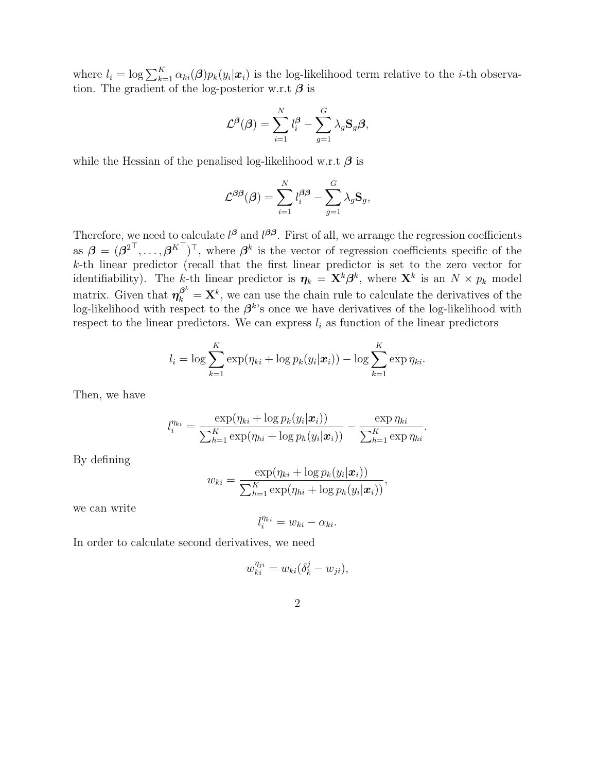where $l_i = \log \sum_{k=1}^{K} \alpha_{ki}(\boldsymbol{\beta}) p_k(y_i|\boldsymbol{x}_i)$ is the log-likelihood term relative to the $i$-th observation. The gradient of the log-posterior w.r.t $\boldsymbol{\beta}$ is

$$\mathcal{L}^{\boldsymbol{\beta}}(\boldsymbol{\beta}) = \sum_{i=1}^{N} l_i^{\boldsymbol{\beta}} - \sum_{g=1}^{G} \lambda_g \mathbf{S}_g \boldsymbol{\beta},$$

while the Hessian of the penalised log-likelihood w.r.t $\boldsymbol{\beta}$ is

$$\mathcal{L}^{\boldsymbol{\beta}\boldsymbol{\beta}}(\boldsymbol{\beta}) = \sum_{i=1}^{N} l_i^{\boldsymbol{\beta}\boldsymbol{\beta}} - \sum_{g=1}^{G} \lambda_g \mathbf{S}_g,$$

Therefore, we need to calculate $l^{\boldsymbol{\beta}}$ and $l^{\boldsymbol{\beta}\boldsymbol{\beta}}$. First of all, we arrange the regression coefficients as $\boldsymbol{\beta} = ({\boldsymbol{\beta}^2}^\top, \ldots, {\boldsymbol{\beta}^K}^\top)^\top$, where $\boldsymbol{\beta}^k$ is the vector of regression coefficients specific of the $k$-th linear predictor (recall that the first linear predictor is set to the zero vector for identifiability). The $k$-th linear predictor is $\boldsymbol{\eta}_k = \mathbf{X}^k \boldsymbol{\beta}^k$, where $\mathbf{X}^k$ is an $N \times p_k$ model matrix. Given that $\boldsymbol{\eta}_k^{\boldsymbol{\beta}^k} = \mathbf{X}^k$, we can use the chain rule to calculate the derivatives of the log-likelihood with respect to the $\boldsymbol{\beta}^k$'s once we have derivatives of the log-likelihood with respect to the linear predictors. We can express $l_i$ as function of the linear predictors

$$l_i = \log \sum_{k=1}^{K} \exp(\eta_{ki} + \log p_k(y_i|\boldsymbol{x}_i)) - \log \sum_{k=1}^{K} \exp \eta_{ki}.$$

Then, we have

$$l_i^{\eta_{ki}} = \frac{\exp(\eta_{ki} + \log p_k(y_i|\boldsymbol{x}_i))}{\sum_{h=1}^{K} \exp(\eta_{hi} + \log p_h(y_i|\boldsymbol{x}_i))} - \frac{\exp \eta_{ki}}{\sum_{h=1}^{K} \exp \eta_{hi}}.$$

By defining

$$w_{ki} = \frac{\exp(\eta_{ki} + \log p_k(y_i|\boldsymbol{x}_i))}{\sum_{h=1}^{K} \exp(\eta_{hi} + \log p_h(y_i|\boldsymbol{x}_i))},$$

we can write

$$l_i^{\eta_{ki}} = w_{ki} - \alpha_{ki}.$$

In order to calculate second derivatives, we need

$$w_{ki}^{\eta_{ji}} = w_{ki}(\delta_k^j - w_{ji}),$$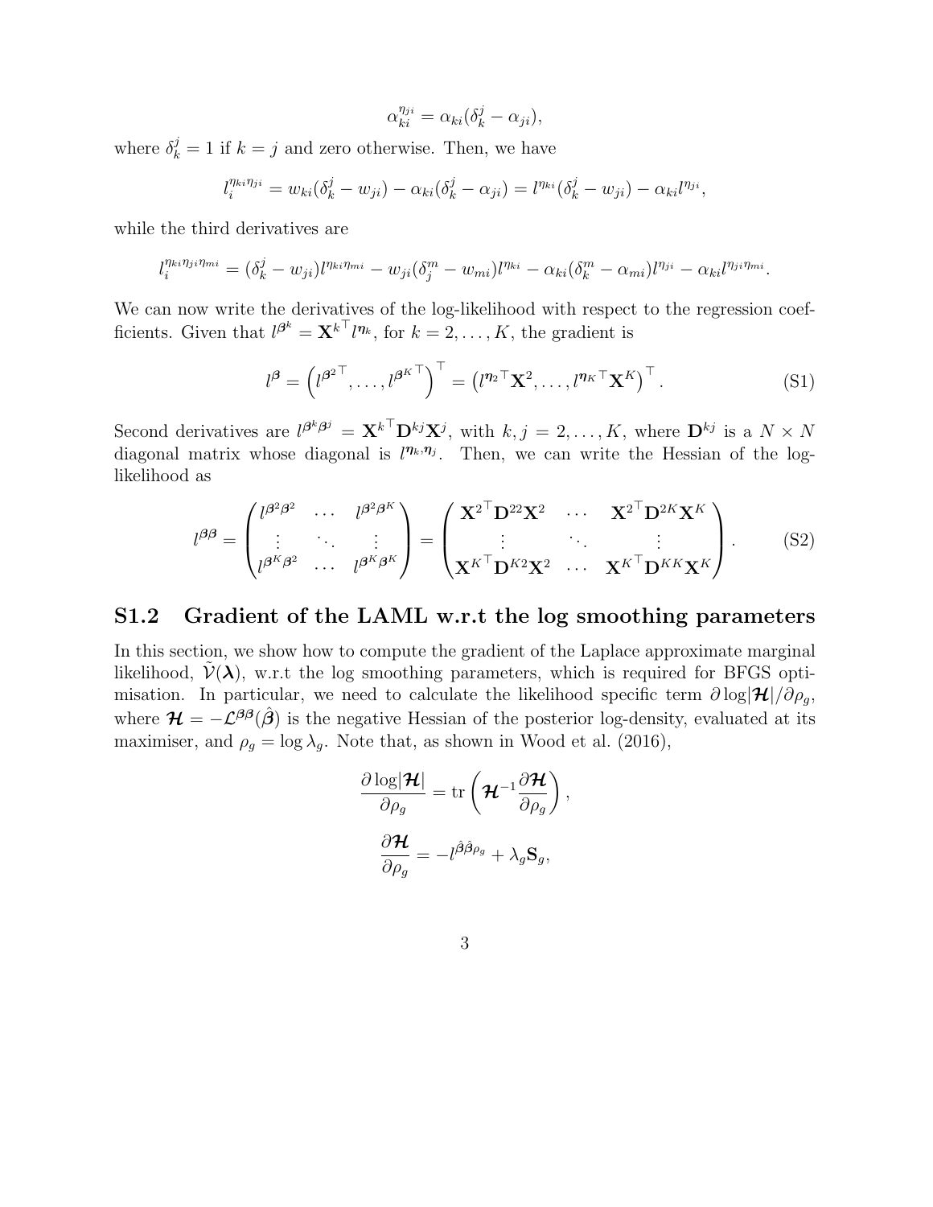$$\alpha_{ki}^{\eta_{ji}} = \alpha_{ki}(\delta_k^j - \alpha_{ji}),$$

where $\delta_k^j = 1$ if $k = j$ and zero otherwise. Then, we have

$$l_i^{\eta_{ki}\eta_{ji}} = w_{ki}(\delta_k^j - w_{ji}) - \alpha_{ki}(\delta_k^j - \alpha_{ji}) = l^{\eta_{ki}}(\delta_k^j - w_{ji}) - \alpha_{ki} l^{\eta_{ji}},$$

while the third derivatives are

$$l_i^{\eta_{ki}\eta_{ji}\eta_{mi}} = (\delta_k^j - w_{ji}) l^{\eta_{ki}\eta_{mi}} - w_{ji}(\delta_j^m - w_{mi}) l^{\eta_{ki}} - \alpha_{ki}(\delta_k^m - \alpha_{mi}) l^{\eta_{ji}} - \alpha_{ki} l^{\eta_{ji}\eta_{mi}}.$$

We can now write the derivatives of the log-likelihood with respect to the regression coefficients. Given that $l^{\boldsymbol{\beta}^k} = {\mathbf{X}^k}^\top l^{\boldsymbol{\eta}_k}$, for $k = 2, \dots, K$, the gradient is

$$l^{\boldsymbol{\beta}} = \left( l^{{\boldsymbol{\beta}^2}^\top}, \dots, l^{{\boldsymbol{\beta}^K}^\top} \right)^\top = \left( l^{{\boldsymbol{\eta}_2}^\top} \mathbf{X}^2, \dots, l^{{\boldsymbol{\eta}_K}^\top} \mathbf{X}^K \right)^\top. \tag{S1}$$

Second derivatives are $l^{\boldsymbol{\beta}^k \boldsymbol{\beta}^j} = {\mathbf{X}^k}^\top \mathbf{D}^{kj} \mathbf{X}^j$, with $k, j = 2, \dots, K$, where $\mathbf{D}^{kj}$ is a $N \times N$ diagonal matrix whose diagonal is $l^{\boldsymbol{\eta}_k, \boldsymbol{\eta}_j}$. Then, we can write the Hessian of the log-likelihood as

$$l^{\boldsymbol{\beta}\boldsymbol{\beta}} = \begin{pmatrix} l^{\boldsymbol{\beta}^2\boldsymbol{\beta}^2} & \cdots & l^{\boldsymbol{\beta}^2\boldsymbol{\beta}^K} \\ \vdots & \ddots & \vdots \\ l^{\boldsymbol{\beta}^K\boldsymbol{\beta}^2} & \cdots & l^{\boldsymbol{\beta}^K\boldsymbol{\beta}^K} \end{pmatrix} = \begin{pmatrix} {\mathbf{X}^2}^\top \mathbf{D}^{22} \mathbf{X}^2 & \cdots & {\mathbf{X}^2}^\top \mathbf{D}^{2K} \mathbf{X}^K \\ \vdots & \ddots & \vdots \\ {\mathbf{X}^K}^\top \mathbf{D}^{K2} \mathbf{X}^2 & \cdots & {\mathbf{X}^K}^\top \mathbf{D}^{KK} \mathbf{X}^K \end{pmatrix}. \tag{S2}$$

## S1.2 Gradient of the LAML w.r.t the log smoothing parameters

In this section, we show how to compute the gradient of the Laplace approximate marginal likelihood, $\tilde{\mathcal{V}}(\boldsymbol{\lambda})$, w.r.t the log smoothing parameters, which is required for BFGS optimisation. In particular, we need to calculate the likelihood specific term $\partial \log|\boldsymbol{\mathcal{H}}| / \partial \rho_g$, where $\boldsymbol{\mathcal{H}} = -\mathcal{L}^{\boldsymbol{\beta}\boldsymbol{\beta}}(\hat{\boldsymbol{\beta}})$ is the negative Hessian of the posterior log-density, evaluated at its maximiser, and $\rho_g = \log \lambda_g$. Note that, as shown in Wood et al. (2016),

$$\frac{\partial \log|\boldsymbol{\mathcal{H}}|}{\partial \rho_g} = \operatorname{tr}\left( \boldsymbol{\mathcal{H}}^{-1} \frac{\partial \boldsymbol{\mathcal{H}}}{\partial \rho_g} \right),$$

$$\frac{\partial \boldsymbol{\mathcal{H}}}{\partial \rho_g} = -l^{\hat{\boldsymbol{\beta}}\hat{\boldsymbol{\beta}}\rho_g} + \lambda_g \mathbf{S}_g,$$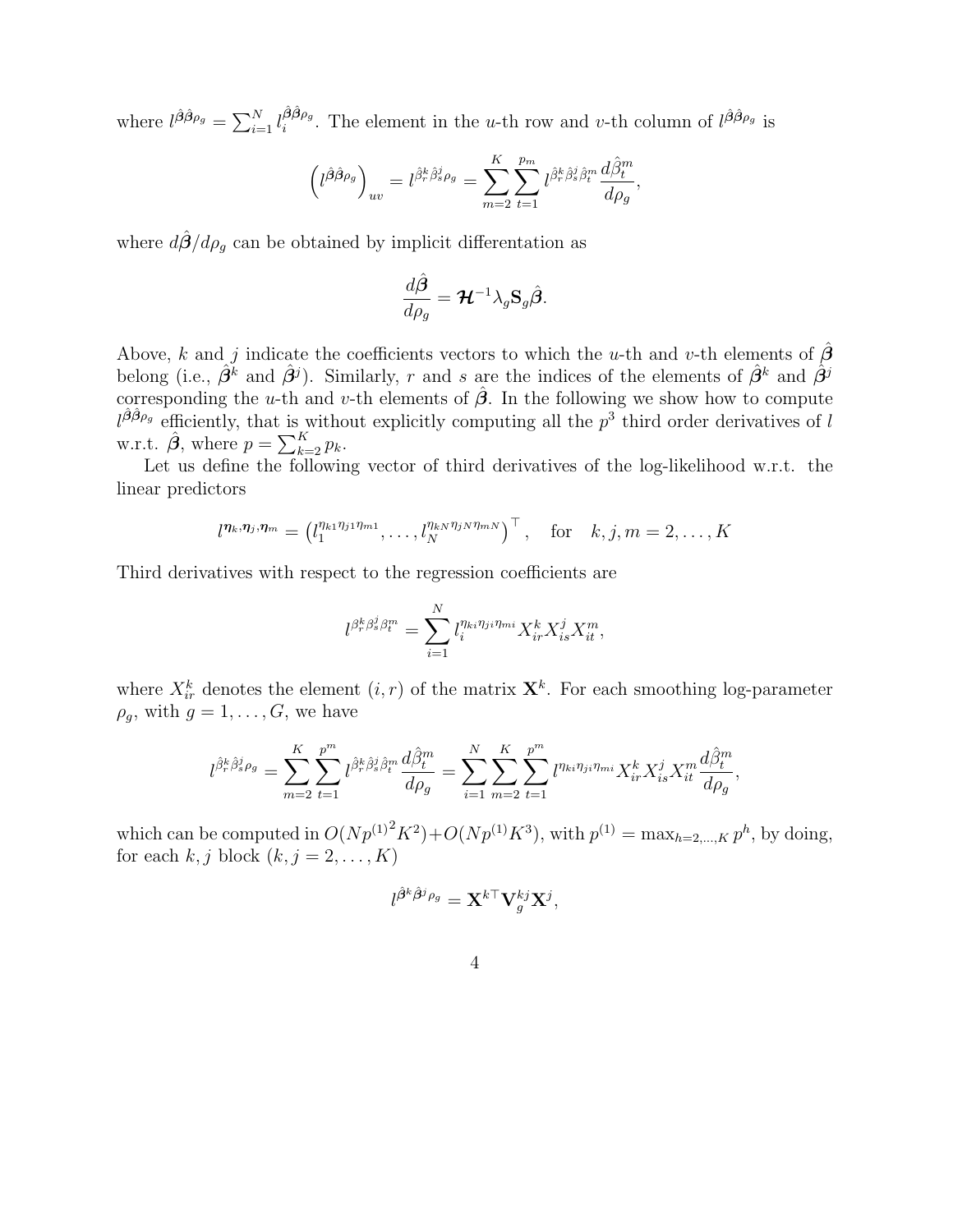where $l^{\hat{\boldsymbol{\beta}}\hat{\boldsymbol{\beta}}\rho_g} = \sum_{i=1}^N l_i^{\hat{\boldsymbol{\beta}}\hat{\boldsymbol{\beta}}\rho_g}$. The element in the $u$-th row and $v$-th column of $l^{\hat{\boldsymbol{\beta}}\hat{\boldsymbol{\beta}}\rho_g}$ is

$$\left(l^{\hat{\boldsymbol{\beta}}\hat{\boldsymbol{\beta}}\rho_g}\right)_{uv} = l^{\hat{\beta}_r^k \hat{\beta}_s^j \rho_g} = \sum_{m=2}^K \sum_{t=1}^{p_m} l^{\hat{\beta}_r^k \hat{\beta}_s^j \hat{\beta}_t^m} \frac{d\hat{\beta}_t^m}{d\rho_g},$$

where $d\hat{\boldsymbol{\beta}}/d\rho_g$ can be obtained by implicit differentation as

$$\frac{d\hat{\boldsymbol{\beta}}}{d\rho_g} = \boldsymbol{\mathcal{H}}^{-1}\lambda_g \mathbf{S}_g \hat{\boldsymbol{\beta}}.$$

Above, $k$ and $j$ indicate the coefficients vectors to which the $u$-th and $v$-th elements of $\hat{\boldsymbol{\beta}}$ belong (i.e., $\hat{\boldsymbol{\beta}}^k$ and $\hat{\boldsymbol{\beta}}^j$). Similarly, $r$ and $s$ are the indices of the elements of $\hat{\boldsymbol{\beta}}^k$ and $\hat{\boldsymbol{\beta}}^j$ corresponding the $u$-th and $v$-th elements of $\hat{\boldsymbol{\beta}}$. In the following we show how to compute $l^{\hat{\boldsymbol{\beta}}\hat{\boldsymbol{\beta}}\rho_g}$ efficiently, that is without explicitly computing all the $p^3$ third order derivatives of $l$ w.r.t. $\hat{\boldsymbol{\beta}}$, where $p = \sum_{k=2}^K p_k$.

Let us define the following vector of third derivatives of the log-likelihood w.r.t. the linear predictors

$$l^{\boldsymbol{\eta}_k,\boldsymbol{\eta}_j,\boldsymbol{\eta}_m} = \left(l_1^{\eta_{k1}\eta_{j1}\eta_{m1}}, \dots, l_N^{\eta_{kN}\eta_{jN}\eta_{mN}}\right)^\top, \quad \text{for} \quad k, j, m = 2, \dots, K$$

Third derivatives with respect to the regression coefficients are

$$l^{\beta_r^k \beta_s^j \beta_t^m} = \sum_{i=1}^N l_i^{\eta_{ki}\eta_{ji}\eta_{mi}} X_{ir}^k X_{is}^j X_{it}^m,$$

where $X_{ir}^k$ denotes the element $(i, r)$ of the matrix $\mathbf{X}^k$. For each smoothing log-parameter $\rho_g$, with $g = 1, \dots, G$, we have

$$l^{\hat{\beta}_r^k \hat{\beta}_s^j \rho_g} = \sum_{m=2}^K \sum_{t=1}^{p^m} l^{\hat{\beta}_r^k \hat{\beta}_s^j \hat{\beta}_t^m} \frac{d\hat{\beta}_t^m}{d\rho_g} = \sum_{i=1}^N \sum_{m=2}^K \sum_{t=1}^{p^m} l^{\eta_{ki}\eta_{ji}\eta_{mi}} X_{ir}^k X_{is}^j X_{it}^m \frac{d\hat{\beta}_t^m}{d\rho_g},$$

which can be computed in $O(N{p^{(1)}}^2 K^2) + O(Np^{(1)}K^3)$, with $p^{(1)} = \max_{h=2,\dots,K} p^h$, by doing, for each $k, j$ block ($k, j = 2, \dots, K$)

$$l^{\hat{\boldsymbol{\beta}}^k \hat{\boldsymbol{\beta}}^j \rho_g} = \mathbf{X}^{k\top} \mathbf{V}_g^{kj} \mathbf{X}^j,$$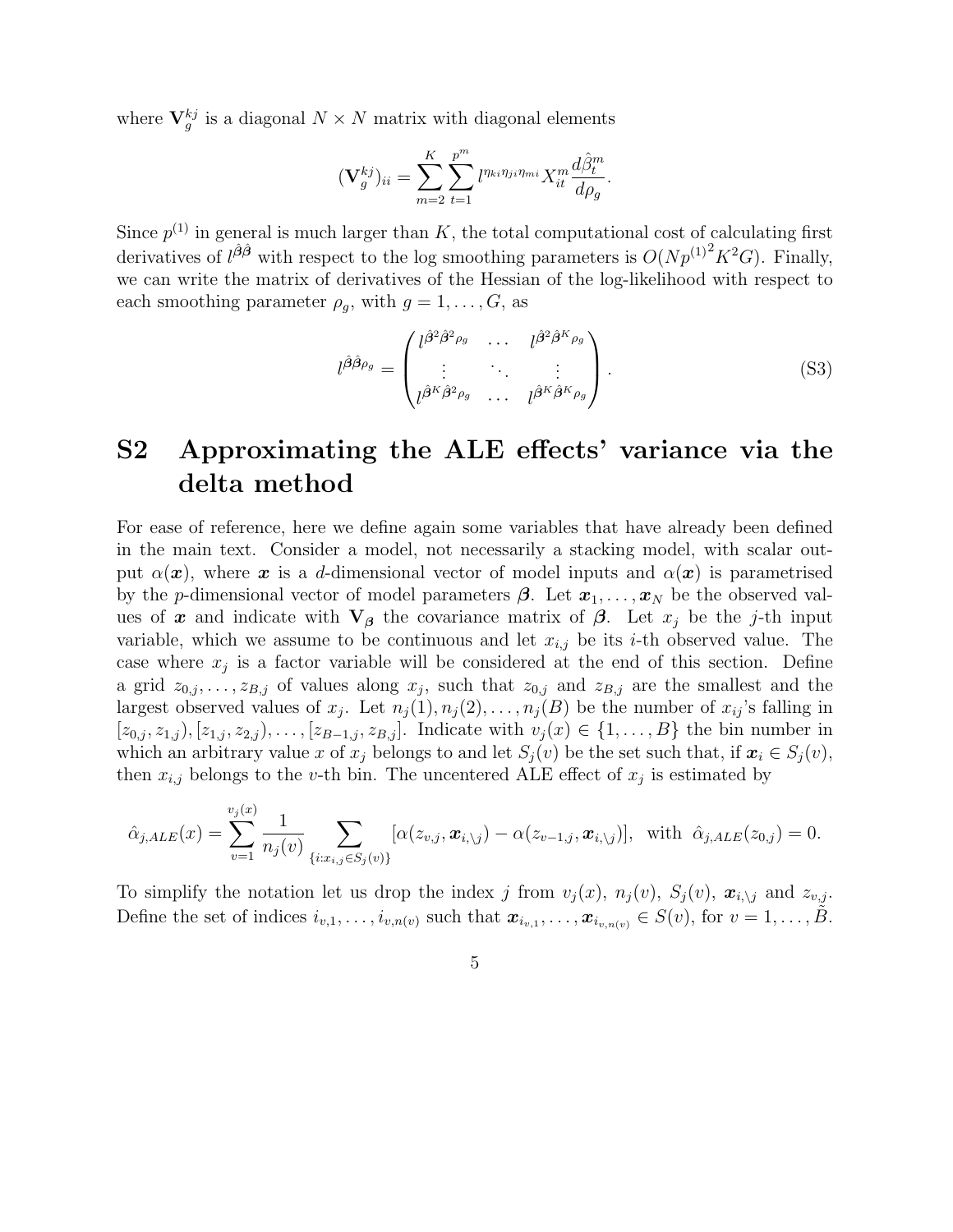where $\mathbf{V}_g^{kj}$ is a diagonal $N \times N$ matrix with diagonal elements

$$(\mathbf{V}_g^{kj})_{ii} = \sum_{m=2}^{K} \sum_{t=1}^{p^m} l^{\eta_{ki}\eta_{ji}\eta_{mi}} X_{it}^m \frac{d\hat{\beta}_t^m}{d\rho_g}.$$

Since $p^{(1)}$ in general is much larger than $K$, the total computational cost of calculating first derivatives of $l^{\hat{\boldsymbol{\beta}}\hat{\boldsymbol{\beta}}}$ with respect to the log smoothing parameters is $O(N{p^{(1)}}^2 K^2 G)$. Finally, we can write the matrix of derivatives of the Hessian of the log-likelihood with respect to each smoothing parameter $\rho_g$, with $g = 1, \ldots, G$, as

$$l^{\hat{\boldsymbol{\beta}}\hat{\boldsymbol{\beta}}\rho_g} = \begin{pmatrix} l^{\hat{\boldsymbol{\beta}}^2\hat{\boldsymbol{\beta}}^2\rho_g} & \cdots & l^{\hat{\boldsymbol{\beta}}^2\hat{\boldsymbol{\beta}}^K\rho_g} \\ \vdots & \ddots & \vdots \\ l^{\hat{\boldsymbol{\beta}}^K\hat{\boldsymbol{\beta}}^2\rho_g} & \cdots & l^{\hat{\boldsymbol{\beta}}^K\hat{\boldsymbol{\beta}}^K\rho_g} \end{pmatrix}. \tag{S3}$$

# S2 Approximating the ALE effects' variance via the delta method

For ease of reference, here we define again some variables that have already been defined in the main text. Consider a model, not necessarily a stacking model, with scalar output $\alpha(\boldsymbol{x})$, where $\boldsymbol{x}$ is a $d$-dimensional vector of model inputs and $\alpha(\boldsymbol{x})$ is parametrised by the $p$-dimensional vector of model parameters $\boldsymbol{\beta}$. Let $\boldsymbol{x}_1, \ldots, \boldsymbol{x}_N$ be the observed values of $\boldsymbol{x}$ and indicate with $\mathbf{V}_{\boldsymbol{\beta}}$ the covariance matrix of $\boldsymbol{\beta}$. Let $x_j$ be the $j$-th input variable, which we assume to be continuous and let $x_{i,j}$ be its $i$-th observed value. The case where $x_j$ is a factor variable will be considered at the end of this section. Define a grid $z_{0,j}, \ldots, z_{B,j}$ of values along $x_j$, such that $z_{0,j}$ and $z_{B,j}$ are the smallest and the largest observed values of $x_j$. Let $n_j(1), n_j(2), \ldots, n_j(B)$ be the number of $x_{ij}$'s falling in $[z_{0,j}, z_{1,j}), [z_{1,j}, z_{2,j}), \ldots, [z_{B-1,j}, z_{B,j}]$. Indicate with $v_j(x) \in \{1, \ldots, B\}$ the bin number in which an arbitrary value $x$ of $x_j$ belongs to and let $S_j(v)$ be the set such that, if $\boldsymbol{x}_i \in S_j(v)$, then $x_{i,j}$ belongs to the $v$-th bin. The uncentered ALE effect of $x_j$ is estimated by

$$\hat{\alpha}_{j,ALE}(x) = \sum_{v=1}^{v_j(x)} \frac{1}{n_j(v)} \sum_{\{i: x_{i,j} \in S_j(v)\}} [\alpha(z_{v,j}, \boldsymbol{x}_{i,\setminus j}) - \alpha(z_{v-1,j}, \boldsymbol{x}_{i,\setminus j})], \ \ \text{with} \ \ \hat{\alpha}_{j,ALE}(z_{0,j}) = 0.$$

To simplify the notation let us drop the index $j$ from $v_j(x)$, $n_j(v)$, $S_j(v)$, $\boldsymbol{x}_{i,\setminus j}$ and $z_{v,j}$. Define the set of indices $i_{v,1}, \ldots, i_{v,n(v)}$ such that $\boldsymbol{x}_{i_{v,1}}, \ldots, \boldsymbol{x}_{i_{v,n(v)}} \in S(v)$, for $v = 1, \ldots, \tilde{B}$.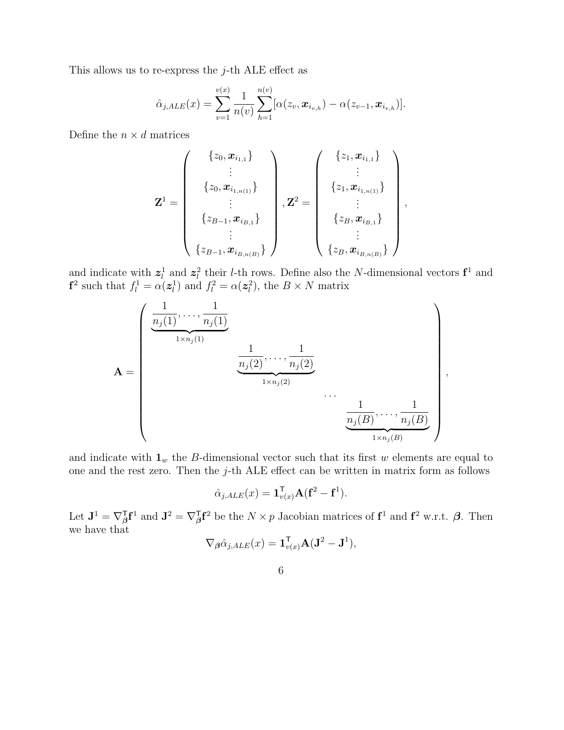This allows us to re-express the $j$-th ALE effect as

$$\hat{\alpha}_{j,ALE}(x) = \sum_{v=1}^{v(x)} \frac{1}{n(v)} \sum_{h=1}^{n(v)} [\alpha(z_v, \boldsymbol{x}_{i_{v,h}}) - \alpha(z_{v-1}, \boldsymbol{x}_{i_{v,h}})].$$

Define the $n \times d$ matrices

$$\mathbf{Z}^1 = \begin{pmatrix} \{z_0, \boldsymbol{x}_{i_{1,1}}\} \\ \vdots \\ \{z_0, \boldsymbol{x}_{i_{1,n(1)}}\} \\ \vdots \\ \{z_{B-1}, \boldsymbol{x}_{i_{B,1}}\} \\ \vdots \\ \{z_{B-1}, \boldsymbol{x}_{i_{B,n(B)}}\} \end{pmatrix}, \mathbf{Z}^2 = \begin{pmatrix} \{z_1, \boldsymbol{x}_{i_{1,1}}\} \\ \vdots \\ \{z_1, \boldsymbol{x}_{i_{1,n(1)}}\} \\ \vdots \\ \{z_B, \boldsymbol{x}_{i_{B,1}}\} \\ \vdots \\ \{z_B, \boldsymbol{x}_{i_{B,n(B)}}\} \end{pmatrix},$$

and indicate with $\boldsymbol{z}_l^1$ and $\boldsymbol{z}_l^2$ their $l$-th rows. Define also the $N$-dimensional vectors $\mathbf{f}^1$ and $\mathbf{f}^2$ such that $f_l^1 = \alpha(\boldsymbol{z}_l^1)$ and $f_l^2 = \alpha(\boldsymbol{z}_l^2)$, the $B \times N$ matrix

$$\mathbf{A} = \begin{pmatrix} \underbrace{\frac{1}{n_j(1)}, \ldots, \frac{1}{n_j(1)}}_{1 \times n_j(1)} & & & \\ & \underbrace{\frac{1}{n_j(2)}, \ldots, \frac{1}{n_j(2)}}_{1 \times n_j(2)} & & \\ & & \cdots & \\ & & & \underbrace{\frac{1}{n_j(B)}, \ldots, \frac{1}{n_j(B)}}_{1 \times n_j(B)} \end{pmatrix},$$

and indicate with $\mathbf{1}_w$ the $B$-dimensional vector such that its first $w$ elements are equal to one and the rest zero. Then the $j$-th ALE effect can be written in matrix form as follows

$$\hat{\alpha}_{j,ALE}(x) = \mathbf{1}_{v(x)}^{\intercal} \mathbf{A}(\mathbf{f}^2 - \mathbf{f}^1).$$

Let $\mathbf{J}^1 = \nabla_{\boldsymbol{\beta}}^{\intercal} \mathbf{f}^1$ and $\mathbf{J}^2 = \nabla_{\boldsymbol{\beta}}^{\intercal} \mathbf{f}^2$ be the $N \times p$ Jacobian matrices of $\mathbf{f}^1$ and $\mathbf{f}^2$ w.r.t. $\boldsymbol{\beta}$. Then we have that

$$\nabla_{\boldsymbol{\beta}} \hat{\alpha}_{j,ALE}(x) = \mathbf{1}_{v(x)}^{\intercal} \mathbf{A}(\mathbf{J}^2 - \mathbf{J}^1),$$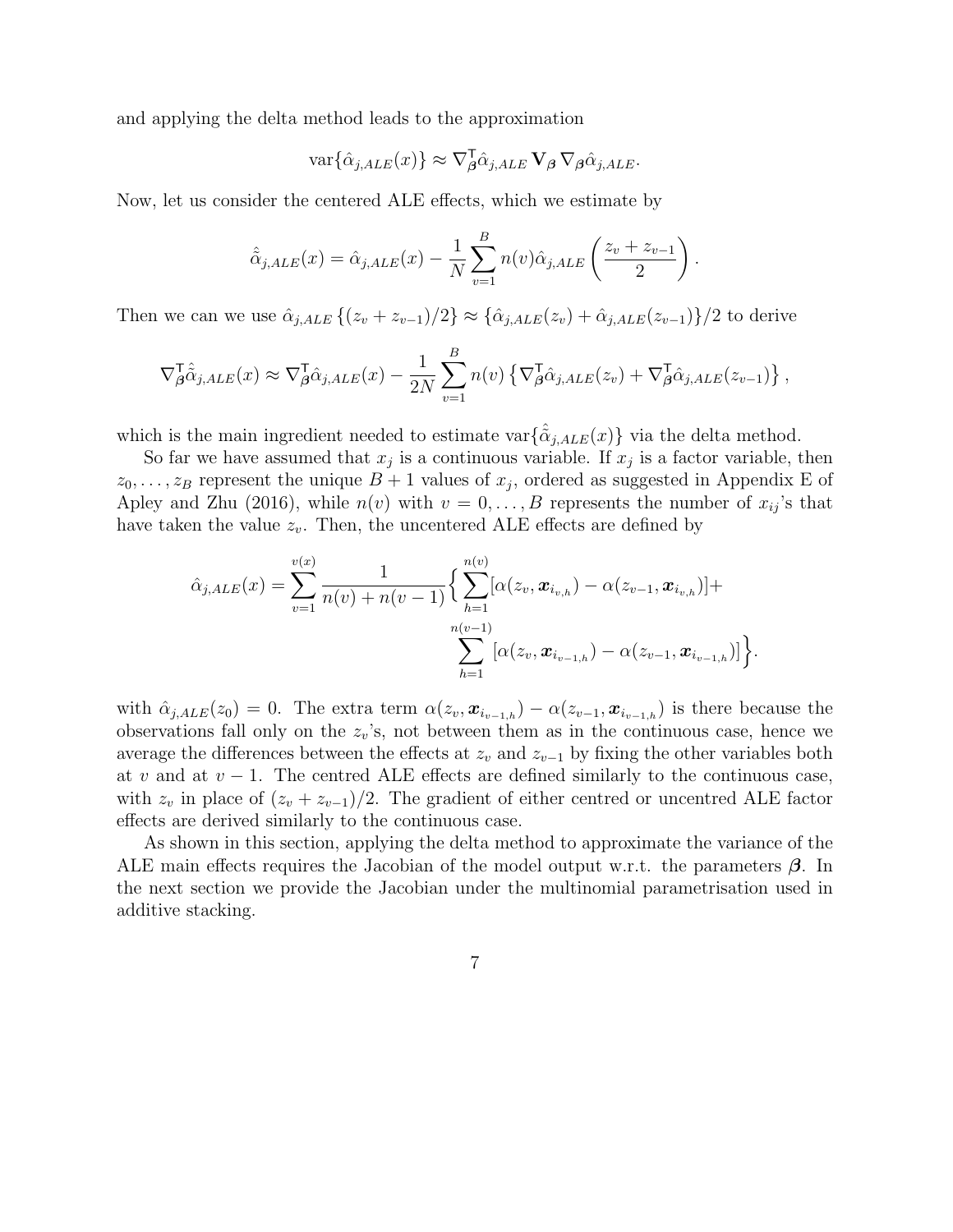and applying the delta method leads to the approximation

$$\mathrm{var}\{\hat{\alpha}_{j,ALE}(x)\} \approx \nabla^{\mathsf{T}}_{\boldsymbol{\beta}} \hat{\alpha}_{j,ALE} \, \mathbf{V}_{\boldsymbol{\beta}} \, \nabla_{\boldsymbol{\beta}} \hat{\alpha}_{j,ALE}.$$

Now, let us consider the centered ALE effects, which we estimate by

$$\hat{\tilde{\alpha}}_{j,ALE}(x) = \hat{\alpha}_{j,ALE}(x) - \frac{1}{N} \sum_{v=1}^{B} n(v) \hat{\alpha}_{j,ALE} \left( \frac{z_v + z_{v-1}}{2} \right).$$

Then we can we use $\hat{\alpha}_{j,ALE}\{(z_v + z_{v-1})/2\} \approx \{\hat{\alpha}_{j,ALE}(z_v) + \hat{\alpha}_{j,ALE}(z_{v-1})\}/2$ to derive

$$\nabla^{\mathsf{T}}_{\boldsymbol{\beta}} \hat{\tilde{\alpha}}_{j,ALE}(x) \approx \nabla^{\mathsf{T}}_{\boldsymbol{\beta}} \hat{\alpha}_{j,ALE}(x) - \frac{1}{2N} \sum_{v=1}^{B} n(v) \left\{ \nabla^{\mathsf{T}}_{\boldsymbol{\beta}} \hat{\alpha}_{j,ALE}(z_v) + \nabla^{\mathsf{T}}_{\boldsymbol{\beta}} \hat{\alpha}_{j,ALE}(z_{v-1}) \right\},$$

which is the main ingredient needed to estimate $\mathrm{var}\{\hat{\tilde{\alpha}}_{j,ALE}(x)\}$ via the delta method.

So far we have assumed that $x_j$ is a continuous variable. If $x_j$ is a factor variable, then $z_0, \dots, z_B$ represent the unique $B + 1$ values of $x_j$, ordered as suggested in Appendix E of Apley and Zhu (2016), while $n(v)$ with $v = 0, \dots, B$ represents the number of $x_{ij}$'s that have taken the value $z_v$. Then, the uncentered ALE effects are defined by

$$\hat{\alpha}_{j,ALE}(x) = \sum_{v=1}^{v(x)} \frac{1}{n(v) + n(v-1)} \Big\{ \sum_{h=1}^{n(v)} [\alpha(z_v, \boldsymbol{x}_{i_{v,h}}) - \alpha(z_{v-1}, \boldsymbol{x}_{i_{v,h}})] + \sum_{h=1}^{n(v-1)} [\alpha(z_v, \boldsymbol{x}_{i_{v-1,h}}) - \alpha(z_{v-1}, \boldsymbol{x}_{i_{v-1,h}})] \Big\}.$$

with $\hat{\alpha}_{j,ALE}(z_0) = 0$. The extra term $\alpha(z_v, \boldsymbol{x}_{i_{v-1,h}}) - \alpha(z_{v-1}, \boldsymbol{x}_{i_{v-1,h}})$ is there because the observations fall only on the $z_v$'s, not between them as in the continuous case, hence we average the differences between the effects at $z_v$ and $z_{v-1}$ by fixing the other variables both at $v$ and at $v - 1$. The centred ALE effects are defined similarly to the continuous case, with $z_v$ in place of $(z_v + z_{v-1})/2$. The gradient of either centred or uncentred ALE factor effects are derived similarly to the continuous case.

As shown in this section, applying the delta method to approximate the variance of the ALE main effects requires the Jacobian of the model output w.r.t. the parameters $\boldsymbol{\beta}$. In the next section we provide the Jacobian under the multinomial parametrisation used in additive stacking.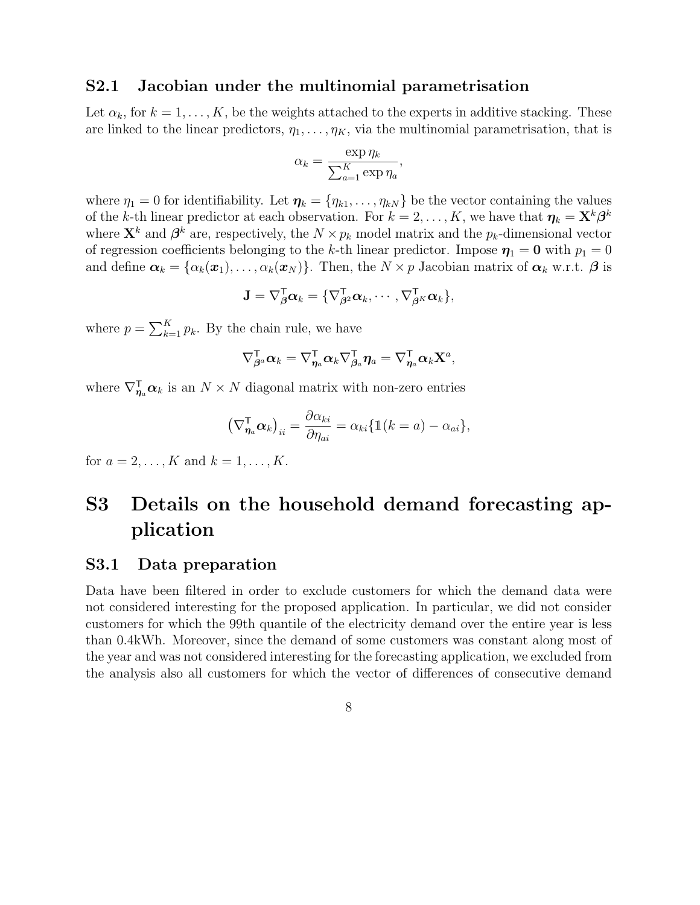### S2.1 Jacobian under the multinomial parametrisation

Let $\alpha_k$, for $k = 1, \ldots, K$, be the weights attached to the experts in additive stacking. These are linked to the linear predictors, $\eta_1, \ldots, \eta_K$, via the multinomial parametrisation, that is

$$\alpha_k = \frac{\exp \eta_k}{\sum_{a=1}^{K} \exp \eta_a},$$

where $\eta_1 = 0$ for identifiability. Let $\boldsymbol{\eta}_k = \{\eta_{k1}, \ldots, \eta_{kN}\}$ be the vector containing the values of the $k$-th linear predictor at each observation. For $k = 2, \ldots, K$, we have that $\boldsymbol{\eta}_k = \mathbf{X}^k \boldsymbol{\beta}^k$ where $\mathbf{X}^k$ and $\boldsymbol{\beta}^k$ are, respectively, the $N \times p_k$ model matrix and the $p_k$-dimensional vector of regression coefficients belonging to the $k$-th linear predictor. Impose $\boldsymbol{\eta}_1 = \mathbf{0}$ with $p_1 = 0$ and define $\boldsymbol{\alpha}_k = \{\alpha_k(\boldsymbol{x}_1), \ldots, \alpha_k(\boldsymbol{x}_N)\}$. Then, the $N \times p$ Jacobian matrix of $\boldsymbol{\alpha}_k$ w.r.t. $\boldsymbol{\beta}$ is

$$\mathbf{J} = \nabla^{\mathsf{T}}_{\boldsymbol{\beta}} \boldsymbol{\alpha}_k = \{\nabla^{\mathsf{T}}_{\boldsymbol{\beta}^2} \boldsymbol{\alpha}_k, \cdots, \nabla^{\mathsf{T}}_{\boldsymbol{\beta}^K} \boldsymbol{\alpha}_k\},$$

where $p = \sum_{k=1}^{K} p_k$. By the chain rule, we have

$$\nabla^{\mathsf{T}}_{\boldsymbol{\beta}^a} \boldsymbol{\alpha}_k = \nabla^{\mathsf{T}}_{\boldsymbol{\eta}_a} \boldsymbol{\alpha}_k \nabla^{\mathsf{T}}_{\boldsymbol{\beta}_a} \boldsymbol{\eta}_a = \nabla^{\mathsf{T}}_{\boldsymbol{\eta}_a} \boldsymbol{\alpha}_k \mathbf{X}^a,$$

where $\nabla^{\mathsf{T}}_{\boldsymbol{\eta}_a} \boldsymbol{\alpha}_k$ is an $N \times N$ diagonal matrix with non-zero entries

$$\left(\nabla^{\mathsf{T}}_{\boldsymbol{\eta}_a} \boldsymbol{\alpha}_k\right)_{ii} = \frac{\partial \alpha_{ki}}{\partial \eta_{ai}} = \alpha_{ki}\{\mathbb{1}(k = a) - \alpha_{ai}\},$$

for $a = 2, \ldots, K$ and $k = 1, \ldots, K$.

# S3 Details on the household demand forecasting application

## S3.1 Data preparation

Data have been filtered in order to exclude customers for which the demand data were not considered interesting for the proposed application. In particular, we did not consider customers for which the 99th quantile of the electricity demand over the entire year is less than 0.4kWh. Moreover, since the demand of some customers was constant along most of the year and was not considered interesting for the forecasting application, we excluded from the analysis also all customers for which the vector of differences of consecutive demand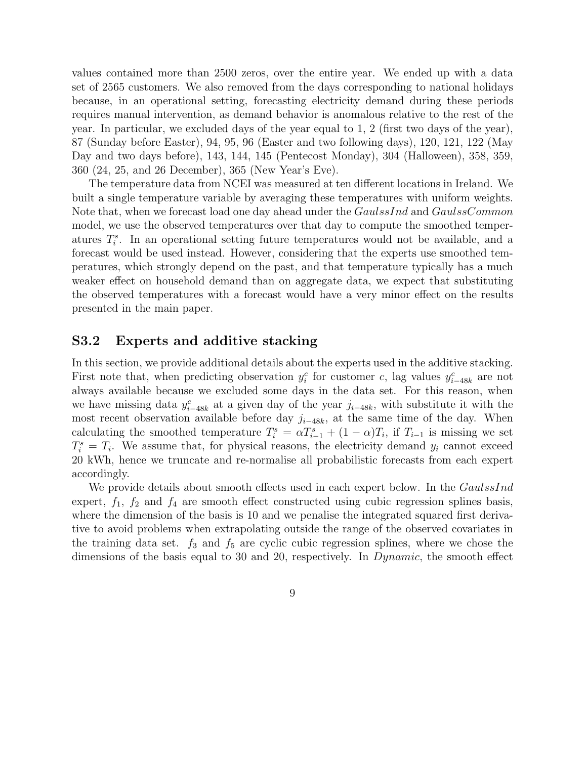values contained more than 2500 zeros, over the entire year. We ended up with a data set of 2565 customers. We also removed from the days corresponding to national holidays because, in an operational setting, forecasting electricity demand during these periods requires manual intervention, as demand behavior is anomalous relative to the rest of the year. In particular, we excluded days of the year equal to 1, 2 (first two days of the year), 87 (Sunday before Easter), 94, 95, 96 (Easter and two following days), 120, 121, 122 (May Day and two days before), 143, 144, 145 (Pentecost Monday), 304 (Halloween), 358, 359, 360 (24, 25, and 26 December), 365 (New Year's Eve).

The temperature data from NCEI was measured at ten different locations in Ireland. We built a single temperature variable by averaging these temperatures with uniform weights. Note that, when we forecast load one day ahead under the *GaulssInd* and *GaulssCommon* model, we use the observed temperatures over that day to compute the smoothed temperatures $T_i^s$. In an operational setting future temperatures would not be available, and a forecast would be used instead. However, considering that the experts use smoothed temperatures, which strongly depend on the past, and that temperature typically has a much weaker effect on household demand than on aggregate data, we expect that substituting the observed temperatures with a forecast would have a very minor effect on the results presented in the main paper.

## S3.2 Experts and additive stacking

In this section, we provide additional details about the experts used in the additive stacking. First note that, when predicting observation $y_i^c$ for customer $c$, lag values $y_{i-48k}^c$ are not always available because we excluded some days in the data set. For this reason, when we have missing data $y_{i-48k}^c$ at a given day of the year $j_{i-48k}$, with substitute it with the most recent observation available before day $j_{i-48k}$, at the same time of the day. When calculating the smoothed temperature $T_i^s = \alpha T_{i-1}^s + (1-\alpha)T_i$, if $T_{i-1}$ is missing we set $T_i^s = T_i$. We assume that, for physical reasons, the electricity demand $y_i$ cannot exceed 20 kWh, hence we truncate and re-normalise all probabilistic forecasts from each expert accordingly.

We provide details about smooth effects used in each expert below. In the *GaulssInd* expert, $f_1$, $f_2$ and $f_4$ are smooth effect constructed using cubic regression splines basis, where the dimension of the basis is 10 and we penalise the integrated squared first derivative to avoid problems when extrapolating outside the range of the observed covariates in the training data set. $f_3$ and $f_5$ are cyclic cubic regression splines, where we chose the dimensions of the basis equal to 30 and 20, respectively. In *Dynamic*, the smooth effect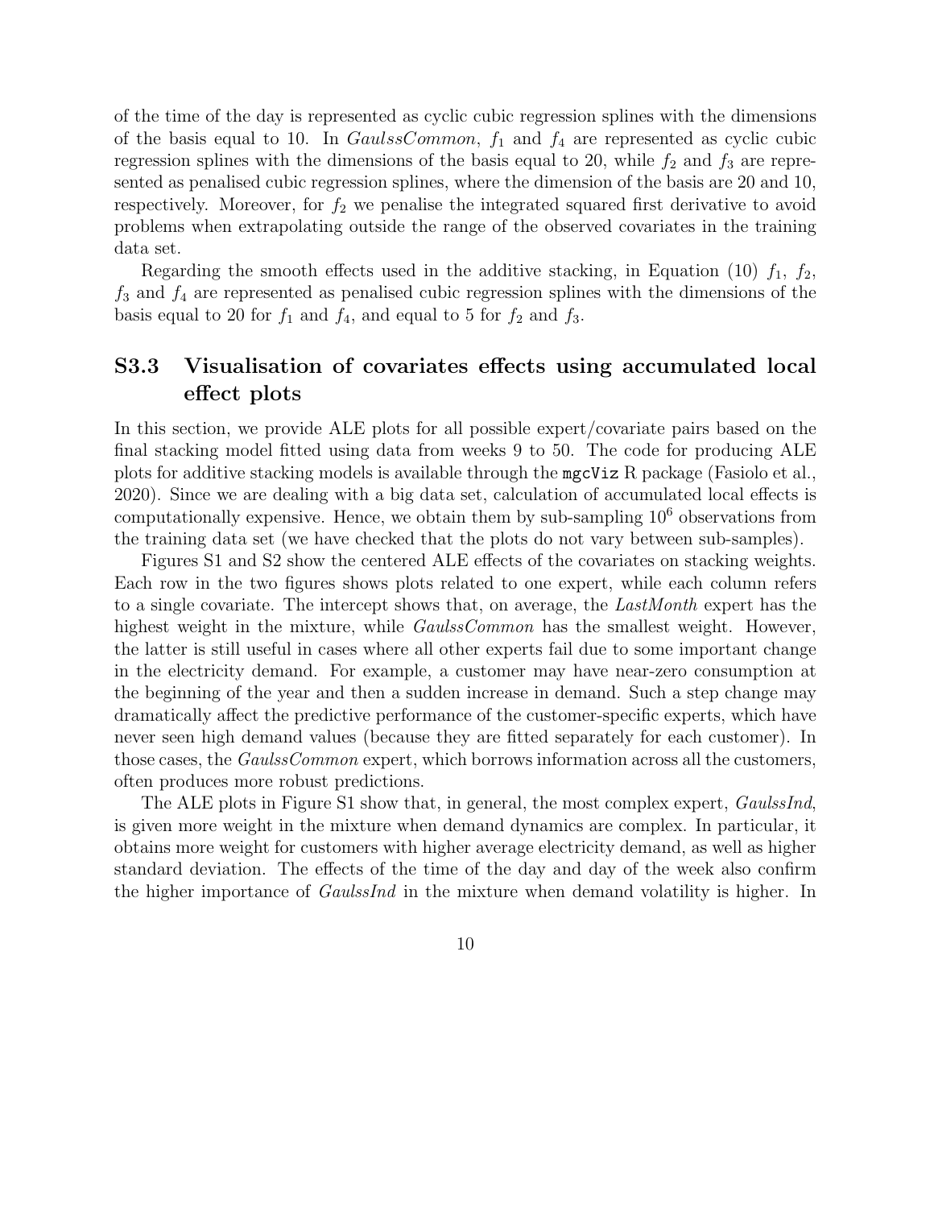of the time of the day is represented as cyclic cubic regression splines with the dimensions of the basis equal to 10. In *GaulssCommon*, $f_1$ and $f_4$ are represented as cyclic cubic regression splines with the dimensions of the basis equal to 20, while $f_2$ and $f_3$ are represented as penalised cubic regression splines, where the dimension of the basis are 20 and 10, respectively. Moreover, for $f_2$ we penalise the integrated squared first derivative to avoid problems when extrapolating outside the range of the observed covariates in the training data set.

Regarding the smooth effects used in the additive stacking, in Equation (10) $f_1$, $f_2$, $f_3$ and $f_4$ are represented as penalised cubic regression splines with the dimensions of the basis equal to 20 for $f_1$ and $f_4$, and equal to 5 for $f_2$ and $f_3$.

## S3.3 Visualisation of covariates effects using accumulated local effect plots

In this section, we provide ALE plots for all possible expert/covariate pairs based on the final stacking model fitted using data from weeks 9 to 50. The code for producing ALE plots for additive stacking models is available through the `mgcViz` R package (Fasiolo et al., 2020). Since we are dealing with a big data set, calculation of accumulated local effects is computationally expensive. Hence, we obtain them by sub-sampling $10^6$ observations from the training data set (we have checked that the plots do not vary between sub-samples).

Figures S1 and S2 show the centered ALE effects of the covariates on stacking weights. Each row in the two figures shows plots related to one expert, while each column refers to a single covariate. The intercept shows that, on average, the *LastMonth* expert has the highest weight in the mixture, while *GaulssCommon* has the smallest weight. However, the latter is still useful in cases where all other experts fail due to some important change in the electricity demand. For example, a customer may have near-zero consumption at the beginning of the year and then a sudden increase in demand. Such a step change may dramatically affect the predictive performance of the customer-specific experts, which have never seen high demand values (because they are fitted separately for each customer). In those cases, the *GaulssCommon* expert, which borrows information across all the customers, often produces more robust predictions.

The ALE plots in Figure S1 show that, in general, the most complex expert, *GaulssInd*, is given more weight in the mixture when demand dynamics are complex. In particular, it obtains more weight for customers with higher average electricity demand, as well as higher standard deviation. The effects of the time of the day and day of the week also confirm the higher importance of *GaulssInd* in the mixture when demand volatility is higher. In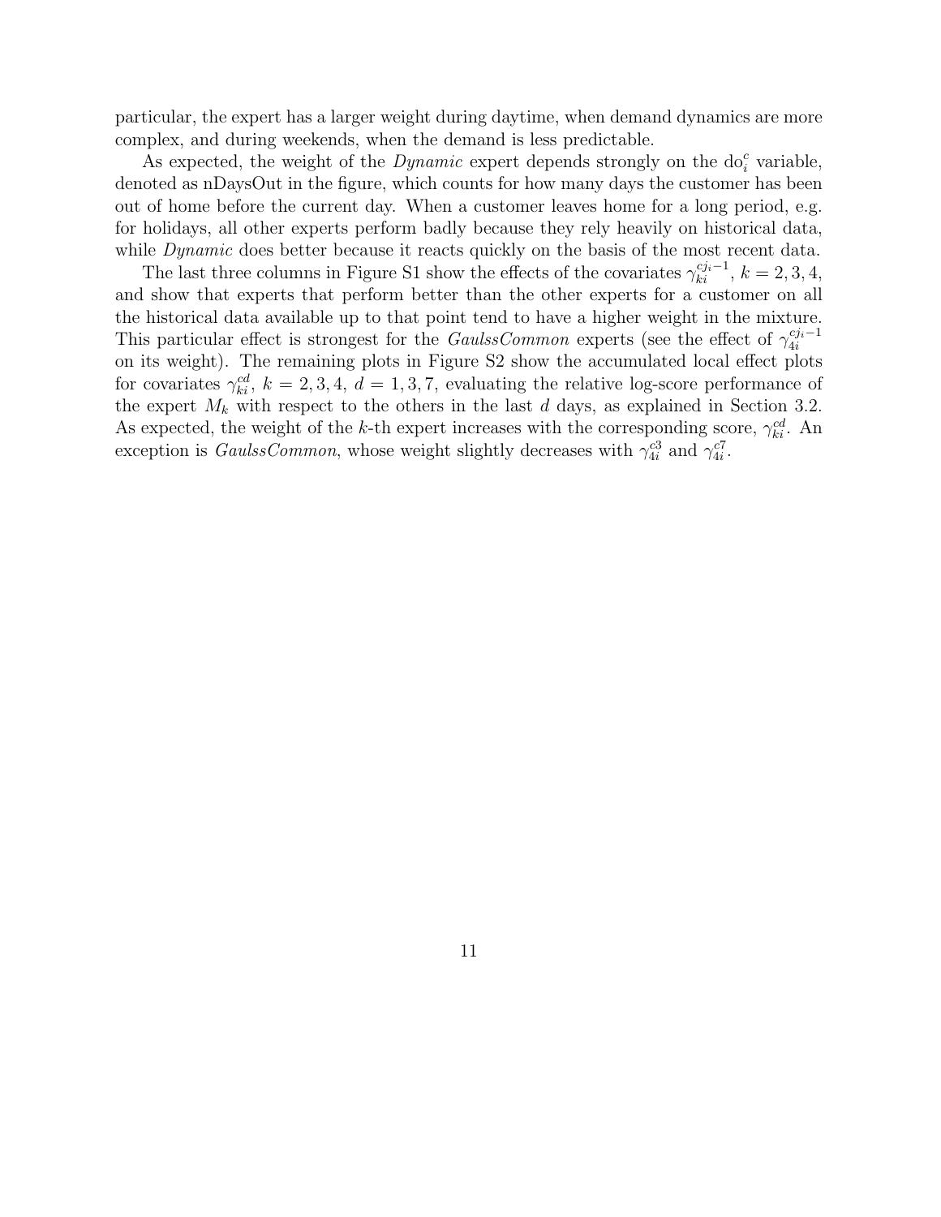particular, the expert has a larger weight during daytime, when demand dynamics are more complex, and during weekends, when the demand is less predictable.

As expected, the weight of the *Dynamic* expert depends strongly on the $\text{do}_i^c$ variable, denoted as nDaysOut in the figure, which counts for how many days the customer has been out of home before the current day. When a customer leaves home for a long period, e.g. for holidays, all other experts perform badly because they rely heavily on historical data, while *Dynamic* does better because it reacts quickly on the basis of the most recent data.

The last three columns in Figure S1 show the effects of the covariates $\gamma_{ki}^{cj_i-1}$, $k = 2, 3, 4$, and show that experts that perform better than the other experts for a customer on all the historical data available up to that point tend to have a higher weight in the mixture. This particular effect is strongest for the *GaulssCommon* experts (see the effect of $\gamma_{4i}^{cj_i-1}$ on its weight). The remaining plots in Figure S2 show the accumulated local effect plots for covariates $\gamma_{ki}^{cd}$, $k = 2, 3, 4$, $d = 1, 3, 7$, evaluating the relative log-score performance of the expert $M_k$ with respect to the others in the last $d$ days, as explained in Section 3.2. As expected, the weight of the $k$-th expert increases with the corresponding score, $\gamma_{ki}^{cd}$. An exception is *GaulssCommon*, whose weight slightly decreases with $\gamma_{4i}^{c3}$ and $\gamma_{4i}^{c7}$.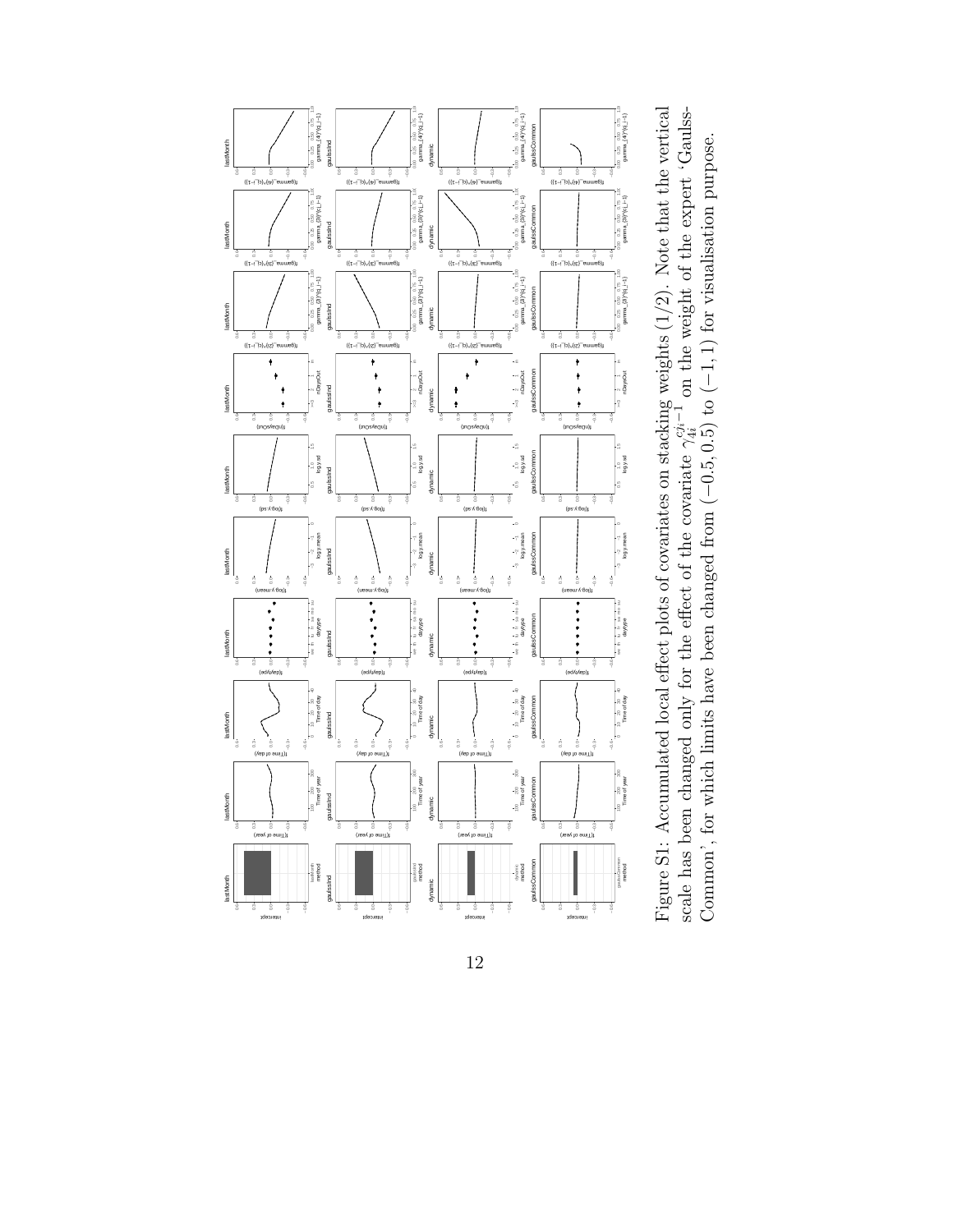Figure S1: Accumulated local effect plots of covariates on stacking weights (1/2). Note that the vertical scale has been changed only for the effect of the covariate $\gamma_{4i}^{c_{ji}-1}$ on the weight of the expert 'GaulssCommon', for which limits have been changed from $(-0.5, 0.5)$ to $(-1, 1)$ for visualisation purpose.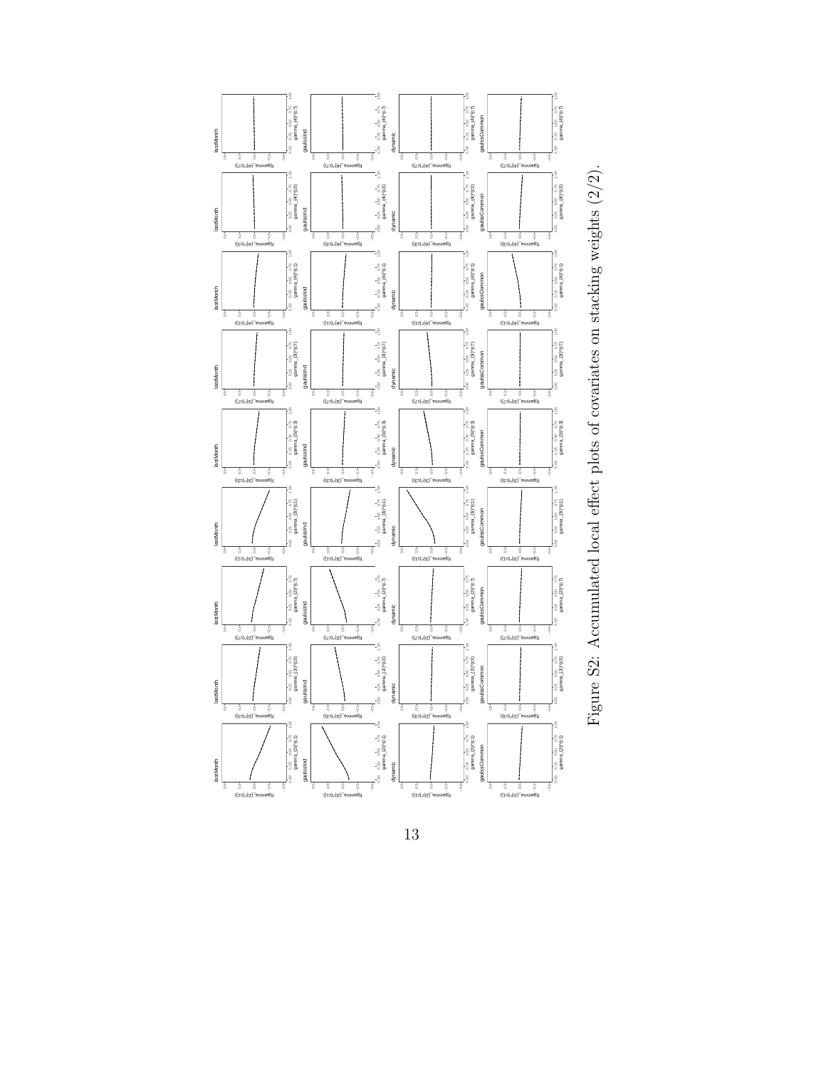lastMonth

gaussInd

dynamic

gaussCommon

Figure S2: Accumulated local effect plots of covariates on stacking weights (2/2).